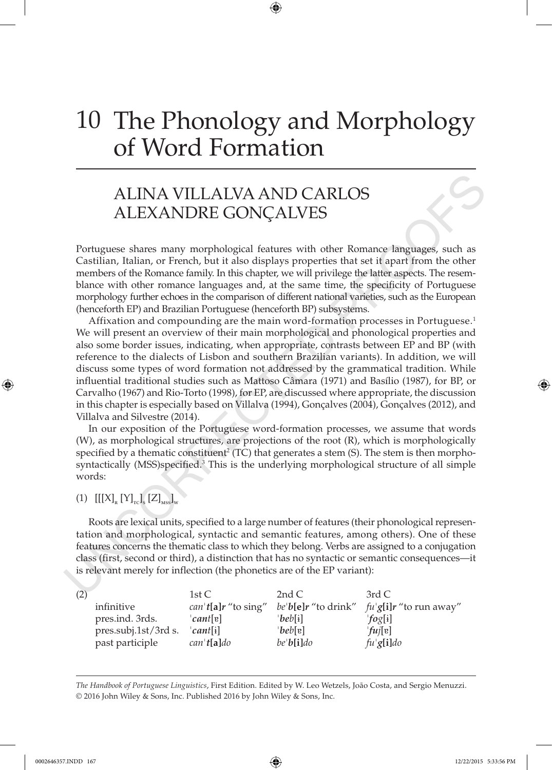# 10 The Phonology and Morphology of Word Formation

## ALINA VILLALVA AND CARLOS ALEXANDRE GONÇALVES

Portuguese shares many morphological features with other Romance languages, such as Castilian, Italian, or French, but it also displays properties that set it apart from the other members of the Romance family. In this chapter, we will privilege the latter aspects. The resemblance with other romance languages and, at the same time, the specificity of Portuguese morphology further echoes in the comparison of different national varieties, such as the European (henceforth EP) and Brazilian Portuguese (henceforth BP) subsystems.

Affixation and compounding are the main word-formation processes in Portuguese.[1] We will present an overview of their main morphological and phonological properties and also some border issues, indicating, when appropriate, contrasts between EP and BP (with reference to the dialects of Lisbon and southern Brazilian variants). In addition, we will discuss some types of word formation not addressed by the grammatical tradition. While influential traditional studies such as Mattoso Câmara (1971) and Basílio (1987), for BP, or Carvalho (1967) and Rio-Torto (1998), for EP, are discussed where appropriate, the discussion in this chapter is especially based on Villalva (1994), Gonçalves (2004), Gonçalves (2012), and Villalva and Silvestre (2014).

In our exposition of the Portuguese word-formation processes, we assume that words (W), as morphological structures, are projections of the root (R), which is morphologically specified by a thematic constituent[2] (TC) that generates a stem (S). The stem is then morphosyntactically (MSS)specified.[3] This is the underlying morphological structure of all simple words:

(1) $[[[X]_{R}\,[Y]_{TC}]_{S}\,[Z]_{MSS}]_{W}$

Roots are lexical units, specified to a large number of features (their phonological representation and morphological, syntactic and semantic features, among others). One of these features concerns the thematic class to which they belong. Verbs are assigned to a conjugation class (first, second or third), a distinction that has no syntactic or semantic consequences—it is relevant merely for inflection (the phonetics are of the EP variant):

(2)

| | 1st C | 2nd C | 3rd C |
|---|---|---|---|
| infinitive | *can'**t**[**a**]**r*** "to sing" | *be'**b**[**e**]**r*** "to drink" | *fu'**g**[**i**]**r*** "to run away" |
| pres.ind. 3rds. | *'**cant**[ɐ]* | *'**beb**[ɨ]* | *'**fog**[ɨ]* |
| pres.subj.1st/3rd s. | *'**cant**[ɨ]* | *'**beb**[ɐ]* | *'**fuj**[ɐ]* |
| past participle | *can'**t**[**a**]do* | *be'**b**[**i**]do* | *fu'**g**[**i**]do* |

*The Handbook of Portuguese Linguistics*, First Edition. Edited by W. Leo Wetzels, João Costa, and Sergio Menuzzi.
© 2016 John Wiley & Sons, Inc. Published 2016 by John Wiley & Sons, Inc.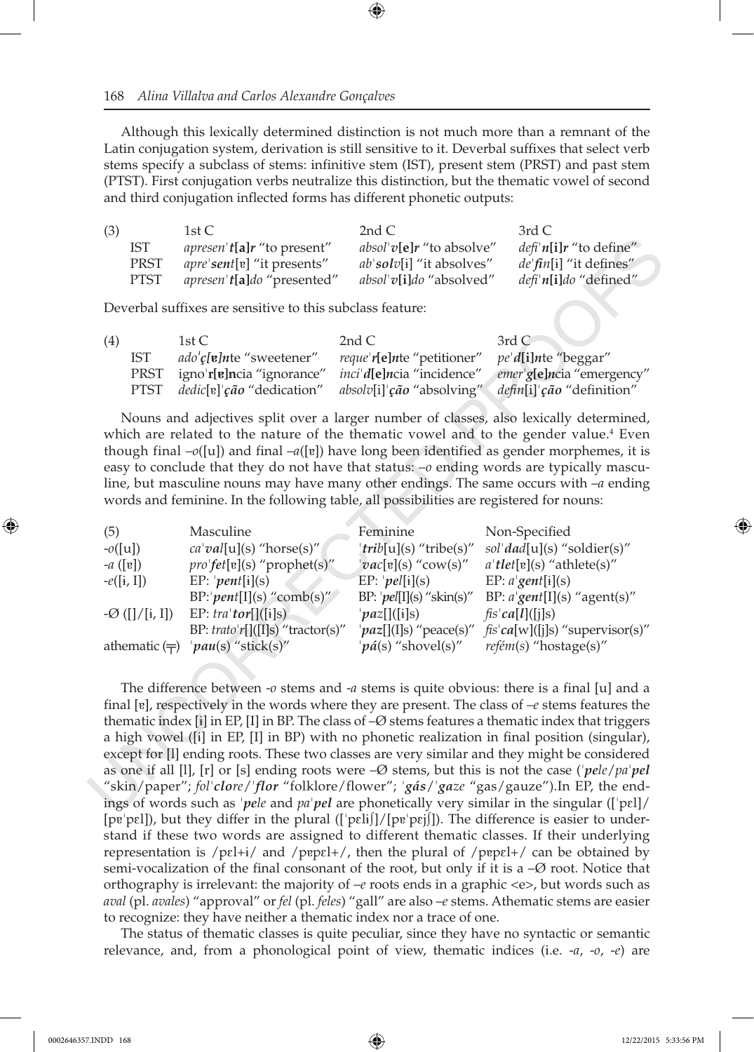Although this lexically determined distinction is not much more than a remnant of the Latin conjugation system, derivation is still sensitive to it. Deverbal suffixes that select verb stems specify a subclass of stems: infinitive stem (IST), present stem (PRST) and past stem (PTST). First conjugation verbs neutralize this distinction, but the thematic vowel of second and third conjugation inflected forms has different phonetic outputs:

| (3) | 1st C | 2nd C | 3rd C |
|---|---|---|---|
| IST | *apresen'**t**[**a**]**r*** "to present" | *absol'**v**[**e**]**r*** "to absolve" | *defi'**n**[**i**]**r*** "to define" |
| PRST | *apre'**sent***[ɐ] "it presents" | *ab'**solv***[ɨ] "it absolves" | *de'**fin***[ɨ] "it defines" |
| PTST | *apresen'**t**[**a**]do* "presented" | *absol'**v**[**i**]do* "absolved" | *defi'**n**[**i**]do* "defined" |

Deverbal suffixes are sensitive to this subclass feature:

| (4) | 1st C | 2nd C | 3rd C |
|---|---|---|---|
| IST | *ado'**ç**[**ɐ**]**n**te* "sweetener" | *reque'**r**[**e**]**n**te* "petitioner" | *pe'**d**[**i**]**n**te* "beggar" |
| PRST | igno'**r**[**ɐ**]**n**cia "ignorance" | *inci'**d**[**e**]**n**cia* "incidence" | *emer'**g**[**e**]**n**cia* "emergency" |
| PTST | *dedic*[ɐ]'***ção*** "dedication" | *absolv*[i]'***ção*** "absolving" | *defin*[i]'***ção*** "definition" |

Nouns and adjectives split over a larger number of classes, also lexically determined, which are related to the nature of the thematic vowel and to the gender value.[4] Even though final *–o*([u]) and final *–a*([ɐ]) have long been identified as gender morphemes, it is easy to conclude that they do not have that status: *–o* ending words are typically masculine, but masculine nouns may have many other endings. The same occurs with *–a* ending words and feminine. In the following table, all possibilities are registered for nouns:

| (5) | Masculine | Feminine | Non-Specified |
|---|---|---|---|
| *-o*([u]) | *ca'**val***[u](s) "horse(s)" | '***trib***[u](s) "tribe(s)" | *sol'**dad***[u](s) "soldier(s)" |
| *-a* ([ɐ]) | *pro'**fet***[ɐ](s) "prophet(s)" | '***vac***[ɐ](s) "cow(s)" | *a'**tlet***[ɐ](s) "athlete(s)" |
| *-e*([ɨ, I]) | EP: '***pent***[ɨ](s) | EP: '***pel***[ɨ](s) | EP: *a'**gent***[ɨ](s) |
| | BP:'***pent***[I](s) "comb(s)" | BP: '***pel***[I](s) "skin(s)" | BP: *a'**gent***[I](s) "agent(s)" |
| -Ø ([]/[ɨ, I]) | EP: *tra'**tor***[]([ɨ]s) | '***paz***[]([ɨ]s) | *fis'**ca**[**l**]*([j]s) |
| | BP: *trato'**r***[]([I]s) "tractor(s)" | '***paz***[](Is) "peace(s)" | *fis'**ca***[w]([j]s) "supervisor(s)" |
| athematic (╤) | '***pau***(s) "stick(s)" | '***pá***(s) "shovel(s)" | *refém*(s) "hostage(s)" |

The difference between *-o* stems and *-a* stems is quite obvious: there is a final [u] and a final [ɐ], respectively in the words where they are present. The class of *–e* stems features the thematic index [ɨ] in EP, [I] in BP. The class of *–Ø* stems features a thematic index that triggers a high vowel ([ɨ] in EP, [I] in BP) with no phonetic realization in final position (singular), except for [l] ending roots. These two classes are very similar and they might be considered as one if all [l], [r] or [s] ending roots were *–Ø* stems, but this is not the case ('***pele***/*pa'**pel*** "skin/paper"; *fol'**clore***/'***flor*** "folklore/flower"; '***gás***/'***gaze*** "gas/gauze").In EP, the endings of words such as '***pele*** and *pa'**pel*** are phonetically very similar in the singular (['pɛl]/ [pɐ'pɛl]), but they differ in the plural (['pɛlɨʃ]/[pɐ'pɛjʃ]). The difference is easier to understand if these two words are assigned to different thematic classes. If their underlying representation is /pɛl+ɨ/ and /pɐpɛl+/, then the plural of /pɐpɛl+/ can be obtained by semi-vocalization of the final consonant of the root, but only if it is a *–Ø* root. Notice that orthography is irrelevant: the majority of *–e* roots ends in a graphic <e>, but words such as *aval* (pl. *avales*) "approval" or *fel* (pl. *feles*) "gall" are also *–e* stems. Athematic stems are easier to recognize: they have neither a thematic index nor a trace of one.

The status of thematic classes is quite peculiar, since they have no syntactic or semantic relevance, and, from a phonological point of view, thematic indices (i.e. *-a*, *-o*, *-e*) are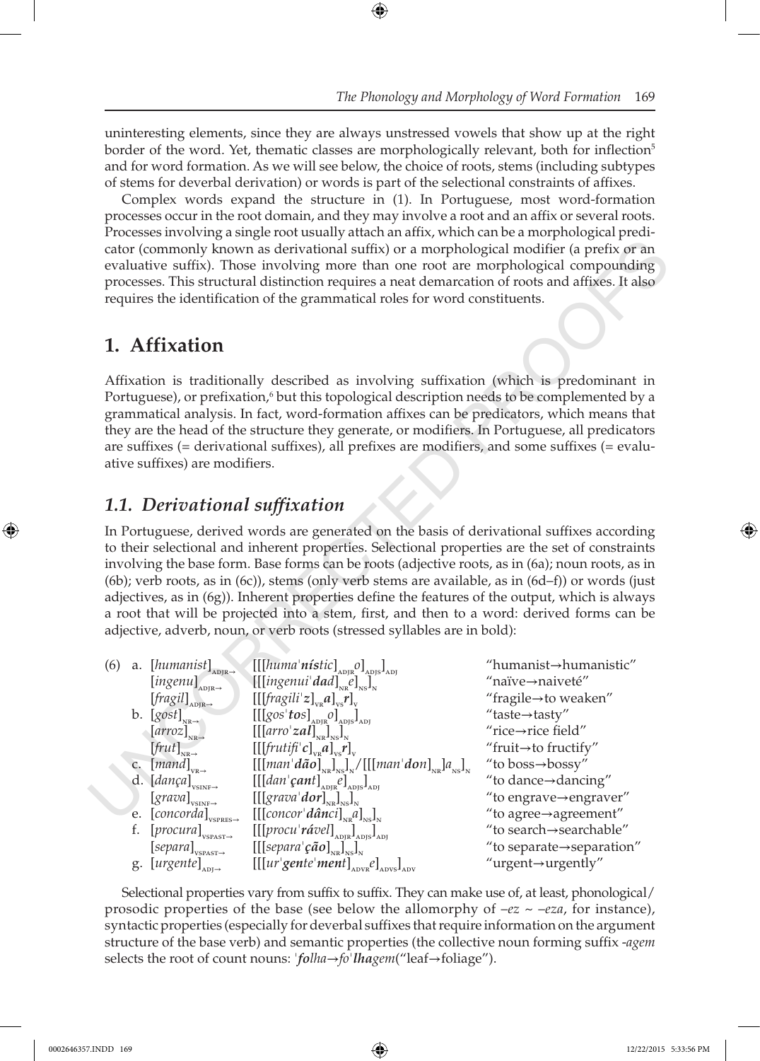uninteresting elements, since they are always unstressed vowels that show up at the right border of the word. Yet, thematic classes are morphologically relevant, both for inflection[5] and for word formation. As we will see below, the choice of roots, stems (including subtypes of stems for deverbal derivation) or words is part of the selectional constraints of affixes.

Complex words expand the structure in (1). In Portuguese, most word-formation processes occur in the root domain, and they may involve a root and an affix or several roots. Processes involving a single root usually attach an affix, which can be a morphological predicator (commonly known as derivational suffix) or a morphological modifier (a prefix or an evaluative suffix). Those involving more than one root are morphological compounding processes. This structural distinction requires a neat demarcation of roots and affixes. It also requires the identification of the grammatical roles for word constituents.

## 1. Affixation

Affixation is traditionally described as involving suffixation (which is predominant in Portuguese), or prefixation,[6] but this topological description needs to be complemented by a grammatical analysis. In fact, word-formation affixes can be predicators, which means that they are the head of the structure they generate, or modifiers. In Portuguese, all predicators are suffixes (= derivational suffixes), all prefixes are modifiers, and some suffixes (= evaluative suffixes) are modifiers.

### 1.1. Derivational suffixation

In Portuguese, derived words are generated on the basis of derivational suffixes according to their selectional and inherent properties. Selectional properties are the set of constraints involving the base form. Base forms can be roots (adjective roots, as in (6a); noun roots, as in (6b); verb roots, as in (6c)), stems (only verb stems are available, as in (6d–f)) or words (just adjectives, as in (6g)). Inherent properties define the features of the output, which is always a root that will be projected into a stem, first, and then to a word: derived forms can be adjective, adverb, noun, or verb roots (stressed syllables are in bold):

(6)
a. $[humanist]_{ADJR\rightarrow}$ $[[[huma'\textbf{nís}tic]_{ADJR}o]_{ADJS}]_{ADJ}$ "humanist→humanistic"
$[ingenu]_{ADJR\rightarrow}$ $[[[ingenui'\textbf{dad}]_{NR}e]_{NS}]_{N}$ "naïve→naiveté"
$[fragil]_{ADJR\rightarrow}$ $[[[fragili'\textbf{z}]_{VR}\textbf{a}]_{VS}\textbf{r}]_{V}$ "fragile→to weaken"
b. $[gost]_{NR\rightarrow}$ $[[[gos'\textbf{tos}]_{ADJR}o]_{ADJS}]_{ADJ}$ "taste→tasty"
$[arroz]_{NR\rightarrow}$ $[[[arro'\textbf{zal}]_{NR}]_{NS}]_{N}$ "rice→rice field"
$[frut]_{NR\rightarrow}$ $[[[frutifi'\textbf{c}]_{VR}\textbf{a}]_{VS}\textbf{r}]_{V}$ "fruit→to fructify"
c. $[mand]_{VR\rightarrow}$ $[[[man'\textbf{dão}]_{NR}]_{NS}]_{N}/[[[man'\textbf{don}]_{NR}a]_{NS}]_{N}$ "to boss→bossy"
d. $[dança]_{VSINF\rightarrow}$ $[[[dan'\textbf{çant}]_{ADJR}e]_{ADJS}]_{ADJ}$ "to dance→dancing"
$[grava]_{VSINF\rightarrow}$ $[[[grava'\textbf{dor}]_{NR}]_{NS}]_{N}$ "to engrave→engraver"
e. $[concorda]_{VSPRES\rightarrow}$ $[[[concor'\textbf{dânci}]_{NR}a]_{NS}]_{N}$ "to agree→agreement"
f. $[procura]_{VSPAST\rightarrow}$ $[[[procu'\textbf{rável}]_{ADJR}]_{ADJS}]_{ADJ}$ "to search→searchable"
$[separa]_{VSPAST\rightarrow}$ $[[[separa'\textbf{ção}]_{NR}]_{NS}]_{N}$ "to separate→separation"
g. $[urgente]_{ADJ\rightarrow}$ $[[[ur'\textbf{gen}te'\textbf{ment}]_{ADVR}e]_{ADVS}]_{ADV}$ "urgent→urgently"

Selectional properties vary from suffix to suffix. They can make use of, at least, phonological/prosodic properties of the base (see below the allomorphy of *–ez* ~ *–eza*, for instance), syntactic properties (especially for deverbal suffixes that require information on the argument structure of the base verb) and semantic properties (the collective noun forming suffix *-agem* selects the root of count nouns: '***fo****lha*→*fo*'***lha****gem*("leaf→foliage").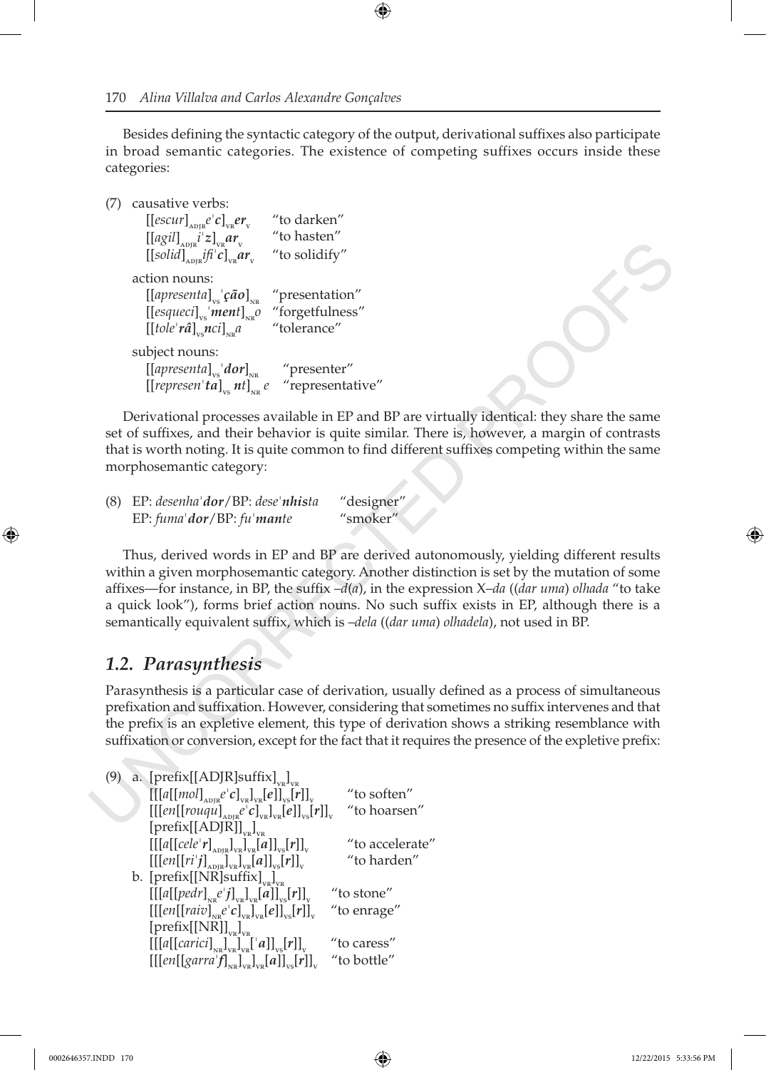Besides defining the syntactic category of the output, derivational suffixes also participate in broad semantic categories. The existence of competing suffixes occurs inside these categories:

(7) causative verbs:

| | |
|---|---|
| $[[escur]_{ADJR}e'c]_{VR}er_{V}$ | "to darken" |
| $[[agil]_{ADJR}i'z]_{VR}ar_{V}$ | "to hasten" |
| $[[solid]_{ADJR}ifi'c]_{VR}ar_{V}$ | "to solidify" |

action nouns:

| | |
|---|---|
| $[[apresenta]_{VS}'ção]_{NR}$ | "presentation" |
| $[[esqueci]_{VS}'ment]_{NR}o$ | "forgetfulness" |
| $[[tole'râ]_{VS}nci]_{NR}a$ | "tolerance" |

subject nouns:

| | |
|---|---|
| $[[apresenta]_{VS}'dor]_{NR}$ | "presenter" |
| $[[represen'ta]_{VS}\ nt]_{NR}\ e$ | "representative" |

Derivational processes available in EP and BP are virtually identical: they share the same set of suffixes, and their behavior is quite similar. There is, however, a margin of contrasts that is worth noting. It is quite common to find different suffixes competing within the same morphosemantic category:

(8) EP: *desenha'**dor***/BP: *dese'**nhis**ta* "designer"
EP: *fuma'**dor***/BP: *fu'**man**te* "smoker"

Thus, derived words in EP and BP are derived autonomously, yielding different results within a given morphosemantic category. Another distinction is set by the mutation of some affixes—for instance, in BP, the suffix *–d*(*a*), in the expression X*–da* ((*dar uma*) *olhada* "to take a quick look"), forms brief action nouns. No such suffix exists in EP, although there is a semantically equivalent suffix, which is *–dela* ((*dar uma*) *olhadela*), not used in BP.

## *1.2. Parasynthesis*

Parasynthesis is a particular case of derivation, usually defined as a process of simultaneous prefixation and suffixation. However, considering that sometimes no suffix intervenes and that the prefix is an expletive element, this type of derivation shows a striking resemblance with suffixation or conversion, except for the fact that it requires the presence of the expletive prefix:

(9) a. $[\text{prefix}[[\text{ADJR}]\text{suffix}]_{VR}]_{VR}$

| | |
|---|---|
| $[[[a[[mol]_{ADJR}e'c]_{VR}]_{VR}[e]]_{VS}[r]]_{V}$ | "to soften" |
| $[[[en[[rouqu]_{ADJR}e'c]_{VR}]_{VR}[e]]_{VS}[r]]_{V}$ | "to hoarsen" |

$[\text{prefix}[[\text{ADJR}]]_{VR}]_{VR}$

| | |
|---|---|
| $[[[a[[cele'r]_{ADJR}]_{VR}]_{VR}[a]]_{VS}[r]]_{V}$ | "to accelerate" |
| $[[[en[[ri'j]_{ADJR}]_{VR}]_{VR}[a]]_{VS}[r]]_{V}$ | "to harden" |

b. $[\text{prefix}[[\text{NR}]\text{suffix}]_{VR}]_{VR}$

| | |
|---|---|
| $[[[a[[pedr]_{NR}e'j]_{VR}]_{VR}[a]]_{VS}[r]]_{V}$ | "to stone" |
| $[[[en[[raiv]_{NR}e'c]_{VR}]_{VR}[e]]_{VS}[r]]_{V}$ | "to enrage" |

$[\text{prefix}[[\text{NR}]]_{VR}]_{VR}$

| | |
|---|---|
| $[[[a[[carici]_{NR}]_{VR}]_{VR}['a]]_{VS}[r]]_{V}$ | "to caress" |
| $[[[en[[garra'f]_{NR}]_{VR}]_{VR}[a]]_{VS}[r]]_{V}$ | "to bottle" |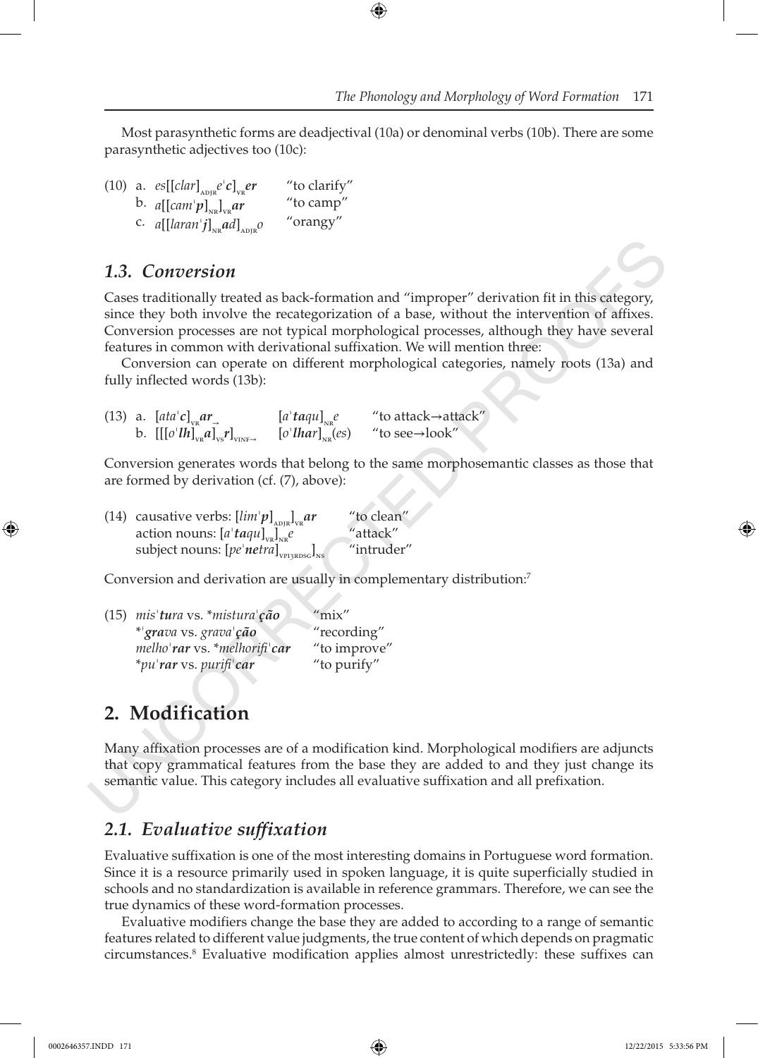Most parasynthetic forms are deadjectival (10a) or denominal verbs (10b). There are some parasynthetic adjectives too (10c):

(10) a. *es*[[*clar*]$_{\text{ADJR}}$*e*ˈ***c***]$_{\text{VR}}$***er*** "to clarify"
  b. *a*[[*cam*ˈ***p***]$_{\text{NR}}$]$_{\text{VR}}$***ar*** "to camp"
  c. *a*[[*laran*ˈ***j***]$_{\text{NR}}$***ad***]$_{\text{ADJR}}$*o* "orangy"

## *1.3. Conversion*

Cases traditionally treated as back-formation and "improper" derivation fit in this category, since they both involve the recategorization of a base, without the intervention of affixes. Conversion processes are not typical morphological processes, although they have several features in common with derivational suffixation. We will mention three:

Conversion can operate on different morphological categories, namely roots (13a) and fully inflected words (13b):

(13) a. [*ata*ˈ***c***]$_{\text{VR}}$***ar***$_{\rightarrow}$ [*a*ˈ***taqu***]$_{\text{NR}}$*e* "to attack→attack"
  b. [[[*o*ˈ***lh***]$_{\text{VR}}$***a***]$_{\text{VS}}$***r***]$_{\text{VINF}\rightarrow}$ [*o*ˈ***lhar***]$_{\text{NR}}$(*es*) "to see→look"

Conversion generates words that belong to the same morphosemantic classes as those that are formed by derivation (cf. (7), above):

(14) causative verbs: [*lim*ˈ***p***]$_{\text{ADJR}}$]$_{\text{VR}}$***ar*** "to clean"
  action nouns: [*a*ˈ***taqu***]$_{\text{VR}}$]$_{\text{NR}}$*e* "attack"
  subject nouns: [*pe*ˈ***netra***]$_{\text{VPI3RDSG}}$]$_{\text{NS}}$ "intruder"

Conversion and derivation are usually in complementary distribution:[7]

(15) *mis*ˈ***tu****ra* vs. **mistura*ˈ***ção*** "mix"
  *ˈ***gra****va* vs. *grava*ˈ***ção*** "recording"
  *melho*ˈ***rar*** vs. **melhorifi*ˈ***car*** "to improve"
  **pu*ˈ***rar*** vs. *purifi*ˈ***car*** "to purify"

# 2. Modification

Many affixation processes are of a modification kind. Morphological modifiers are adjuncts that copy grammatical features from the base they are added to and they just change its semantic value. This category includes all evaluative suffixation and all prefixation.

## *2.1. Evaluative suffixation*

Evaluative suffixation is one of the most interesting domains in Portuguese word formation. Since it is a resource primarily used in spoken language, it is quite superficially studied in schools and no standardization is available in reference grammars. Therefore, we can see the true dynamics of these word-formation processes.

Evaluative modifiers change the base they are added to according to a range of semantic features related to different value judgments, the true content of which depends on pragmatic circumstances.[8] Evaluative modification applies almost unrestrictedly: these suffixes can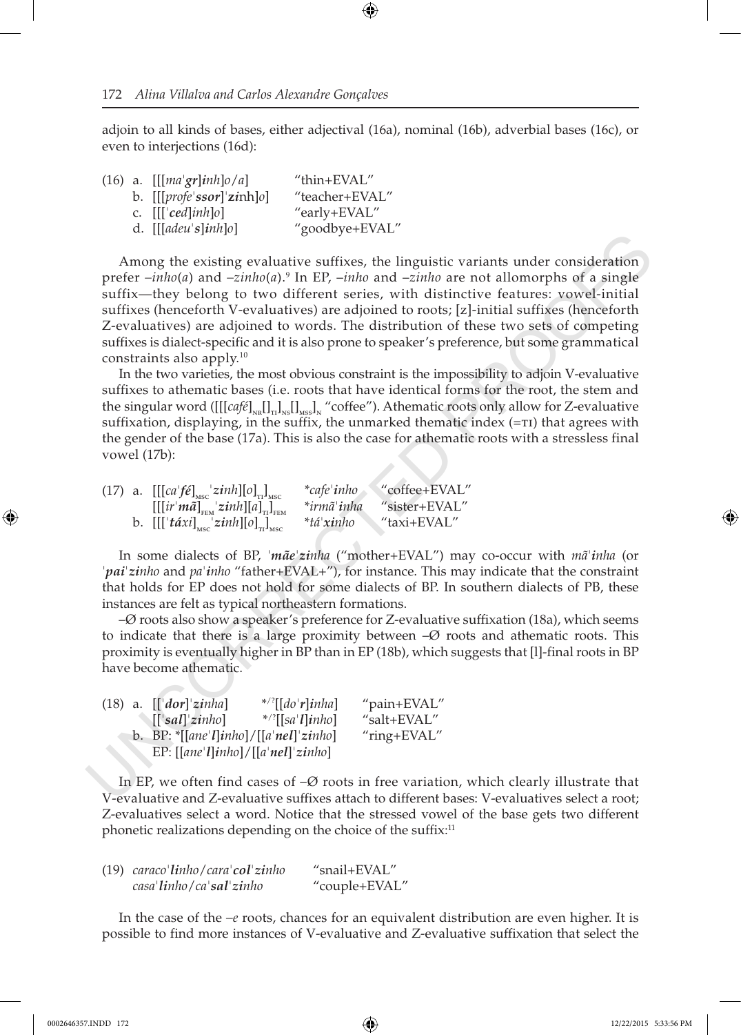adjoin to all kinds of bases, either adjectival (16a), nominal (16b), adverbial bases (16c), or even to interjections (16d):

(16) a. [[[*maˈ**gr**]**i**nh]o/a*] "thin+EVAL"
b. [[[*profeˈ**ssor**]ˈ**z**inh]o*] "teacher+EVAL"
c. [[[*ˈ**ced**]inh]o*] "early+EVAL"
d. [[[*adeuˈ**s**]**i**nh]o*] "goodbye+EVAL"

Among the existing evaluative suffixes, the linguistic variants under consideration prefer *–inho*(*a*) and *–zinho*(*a*).[9] In EP, *–inho* and *–zinho* are not allomorphs of a single suffix—they belong to two different series, with distinctive features: vowel-initial suffixes (henceforth V-evaluatives) are adjoined to roots; [z]-initial suffixes (henceforth Z-evaluatives) are adjoined to words. The distribution of these two sets of competing suffixes is dialect-specific and it is also prone to speaker's preference, but some grammatical constraints also apply.[10]

In the two varieties, the most obvious constraint is the impossibility to adjoin V-evaluative suffixes to athematic bases (i.e. roots that have identical forms for the root, the stem and the singular word ($[[[café]_{NR}[]_{TI}]_{NS}[]_{MSS}]_{N}$ "coffee"). Athematic roots only allow for Z-evaluative suffixation, displaying, in the suffix, the unmarked thematic index (=TI) that agrees with the gender of the base (17a). This is also the case for athematic roots with a stressless final vowel (17b):

(17) a. $[[[ca\text{ˈ}\mathbf{f\acute{e}}]_{MSC}\text{ˈ}\mathbf{z}inh][o]_{TI}]_{MSC}$ *\*cafeˈ**i**nho* "coffee+EVAL"
$[[[ir\text{ˈ}\mathbf{m\tilde{a}}]_{FEM}\text{ˈ}\mathbf{z}inh][a]_{TI}]_{FEM}$ *\*irmãˈ**i**nha* "sister+EVAL"
b. $[[[\text{ˈ}\mathbf{t\acute{a}xi}]_{MSC}\text{ˈ}\mathbf{z}inh][o]_{TI}]_{MSC}$ *\*táˈ**x**inho* "taxi+EVAL"

In some dialects of BP, *ˈ**mãe**ˈ**z**inha* ("mother+EVAL") may co-occur with *mãˈ**i**nha* (or *ˈ**pai**ˈ**z**inho* and *paˈ**i**nho* "father+EVAL+"), for instance. This may indicate that the constraint that holds for EP does not hold for some dialects of BP. In southern dialects of PB, these instances are felt as typical northeastern formations.

–Ø roots also show a speaker's preference for Z-evaluative suffixation (18a), which seems to indicate that there is a large proximity between –Ø roots and athematic roots. This proximity is eventually higher in BP than in EP (18b), which suggests that [l]-final roots in BP have become athematic.

(18) a. [[*ˈ**dor**]ˈ**z**inha*] \*/?[[*doˈ**r**]**i**nha*] "pain+EVAL"
[[*ˈ**sal**]ˈ**z**inho*] \*/?[[*saˈ**l**]**i**nho*] "salt+EVAL"
b. BP: \*[[*aneˈ**l**]**i**nho*]/[[*aˈ**nel**]ˈ**z**inho*] "ring+EVAL"
EP: [[*aneˈ**l**]**i**nho*]/[[*aˈ**nel**]ˈ**z**inho*]

In EP, we often find cases of –Ø roots in free variation, which clearly illustrate that V-evaluative and Z-evaluative suffixes attach to different bases: V-evaluatives select a root; Z-evaluatives select a word. Notice that the stressed vowel of the base gets two different phonetic realizations depending on the choice of the suffix:[11]

(19) *caracoˈ**l**inho/caraˈ**col**ˈ**z**inho* "snail+EVAL"
*casaˈ**l**inho/caˈ**sal**ˈ**z**inho* "couple+EVAL"

In the case of the *–e* roots, chances for an equivalent distribution are even higher. It is possible to find more instances of V-evaluative and Z-evaluative suffixation that select the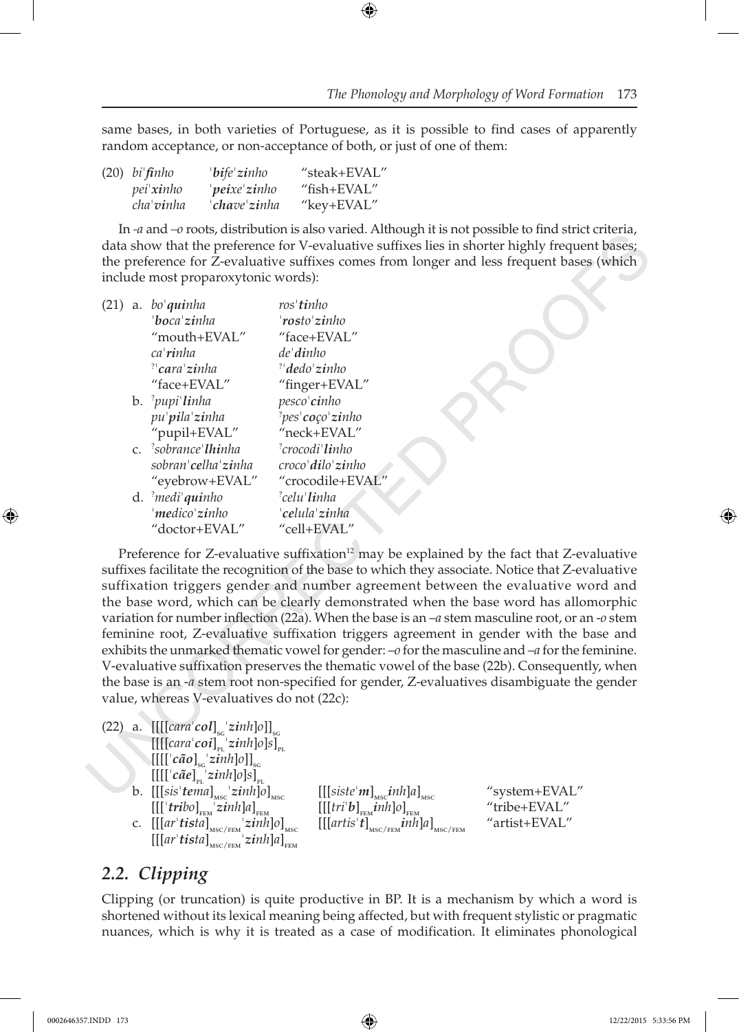same bases, in both varieties of Portuguese, as it is possible to find cases of apparently random acceptance, or non-acceptance of both, or just of one of them:

(20) *biˈ**fi**nho* &nbsp;&nbsp; *ˈ**bife**ˈ**zi**nho* &nbsp;&nbsp; "steak+EVAL"
*peiˈ**xi**nho* &nbsp;&nbsp; *ˈ**peixe**ˈ**zi**nho* &nbsp;&nbsp; "fish+EVAL"
*chaˈ**vi**nha* &nbsp;&nbsp; *ˈ**chave**ˈ**zi**nha* &nbsp;&nbsp; "key+EVAL"

In *-a* and *–o* roots, distribution is also varied. Although it is not possible to find strict criteria, data show that the preference for V-evaluative suffixes lies in shorter highly frequent bases; the preference for Z-evaluative suffixes comes from longer and less frequent bases (which include most proparoxytonic words):

(21) a. *boˈ**qui**nha* &nbsp;&nbsp; *rosˈ**ti**nho*
*ˈ**boca**ˈ**zi**nha* &nbsp;&nbsp; *ˈ**rosto**ˈ**zi**nho*
"mouth+EVAL" &nbsp;&nbsp; "face+EVAL"
*caˈ**ri**nha* &nbsp;&nbsp; *deˈ**di**nho*
*?ˈ**cara**ˈ**zi**nha* &nbsp;&nbsp; *?ˈ**dedo**ˈ**zi**nho*
"face+EVAL" &nbsp;&nbsp; "finger+EVAL"

b. *?pupiˈ**li**nha* &nbsp;&nbsp; *pescoˈ**ci**nho*
*puˈ**pila**ˈ**zi**nha* &nbsp;&nbsp; *?pesˈ**coço**ˈ**zi**nho*
"pupil+EVAL" &nbsp;&nbsp; "neck+EVAL"

c. *?sobranceˈ**lhi**nha* &nbsp;&nbsp; *?crocodiˈ**li**nho*
*sobranˈ**celha**ˈ**zi**nha* &nbsp;&nbsp; *crocoˈ**dilo**ˈ**zi**nho*
"eyebrow+EVAL" &nbsp;&nbsp; "crocodile+EVAL"

d. *?mediˈ**qui**nho* &nbsp;&nbsp; *?celuˈ**li**nha*
*ˈ**medico**ˈ**zi**nho* &nbsp;&nbsp; *ˈ**celula**ˈ**zi**nha*
"doctor+EVAL" &nbsp;&nbsp; "cell+EVAL"

Preference for Z-evaluative suffixation[12] may be explained by the fact that Z-evaluative suffixes facilitate the recognition of the base to which they associate. Notice that Z-evaluative suffixation triggers gender and number agreement between the evaluative word and the base word, which can be clearly demonstrated when the base word has allomorphic variation for number inflection (22a). When the base is an *–a* stem masculine root, or an *-o* stem feminine root, Z-evaluative suffixation triggers agreement in gender with the base and exhibits the unmarked thematic vowel for gender: *–o* for the masculine and *–a* for the feminine. V-evaluative suffixation preserves the thematic vowel of the base (22b). Consequently, when the base is an *-a* stem root non-specified for gender, Z-evaluatives disambiguate the gender value, whereas V-evaluatives do not (22c):

(22) a. $[[[[cara\text{ˈ}\mathbf{col}]_{SG}\text{ˈ}\mathbf{zi}nh]o]]_{SG}$
$[[[[cara\text{ˈ}\mathbf{coi}]_{PL}\text{ˈ}\mathbf{zi}nh]o]s]_{PL}$
$[[[[\text{ˈ}\mathbf{cão}]_{SG}\text{ˈ}\mathbf{zi}nh]o]]_{SG}$
$[[[[\text{ˈ}\mathbf{cãe}]_{PL}\text{ˈ}\mathbf{zi}nh]o]s]_{PL}$

b. $[[[sis\text{ˈ}\mathbf{te}ma]_{MSC}\text{ˈ}\mathbf{zi}nh]o]_{MSC}$ &nbsp;&nbsp; $[[[siste\text{ˈ}\mathbf{m}]_{MSC}\mathbf{i}nh]a]_{MSC}$ &nbsp;&nbsp; "system+EVAL"
$[[[\text{ˈ}\mathbf{tri}bo]_{FEM}\text{ˈ}\mathbf{zi}nh]a]_{FEM}$ &nbsp;&nbsp; $[[[tri\text{ˈ}\mathbf{b}]_{FEM}\mathbf{i}nh]o]_{FEM}$ &nbsp;&nbsp; "tribe+EVAL"

c. $[[[ar\text{ˈ}\mathbf{tis}ta]_{MSC/FEM}\text{ˈ}\mathbf{zi}nh]o]_{MSC}$ &nbsp;&nbsp; $[[[artis\text{ˈ}\mathbf{t}]_{MSC/FEM}\mathbf{i}nh]a]_{MSC/FEM}$ &nbsp;&nbsp; "artist+EVAL"
$[[[ar\text{ˈ}\mathbf{tis}ta]_{MSC/FEM}\text{ˈ}\mathbf{zi}nh]a]_{FEM}$

## *2.2. Clipping*

Clipping (or truncation) is quite productive in BP. It is a mechanism by which a word is shortened without its lexical meaning being affected, but with frequent stylistic or pragmatic nuances, which is why it is treated as a case of modification. It eliminates phonological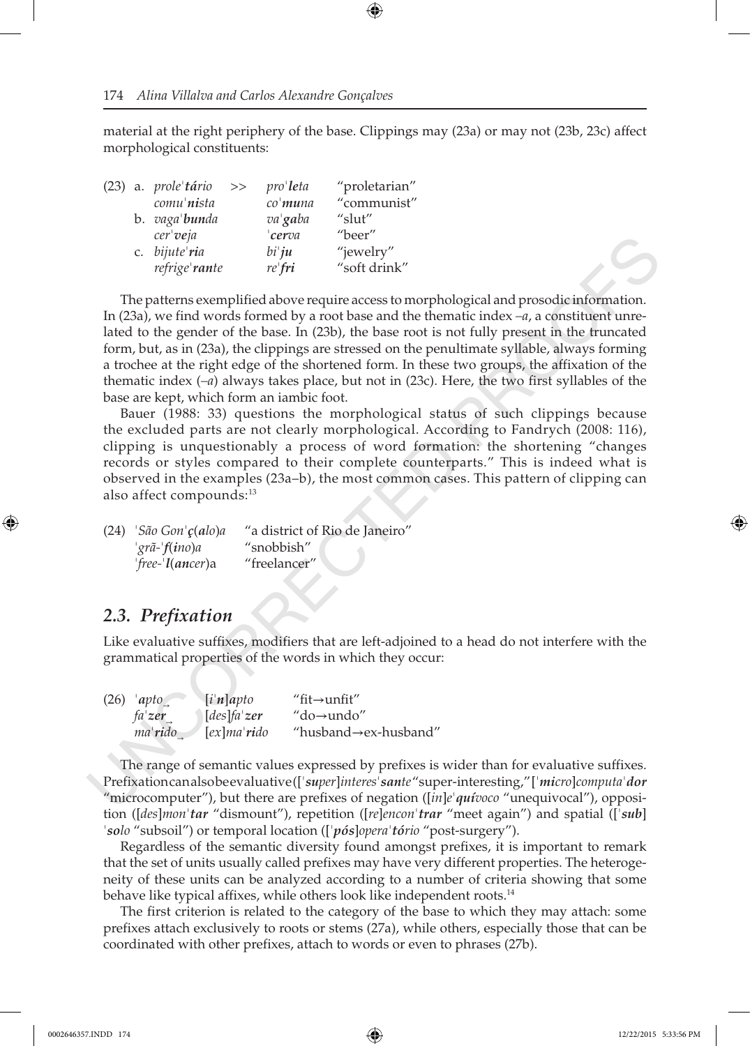material at the right periphery of the base. Clippings may (23a) or may not (23b, 23c) affect morphological constituents:

(23) a. *prole'**tá**rio* >> *pro'**le**ta* "proletarian"
*comu'**ni**sta* *co'**mu**na* "communist"
b. *vaga'**bun**da* *va'**ga**ba* "slut"
*cer'**ve**ja* *'**cer**va* "beer"
c. *bijute'**ri**a* *bi'**ju*** "jewelry"
*refrige'**ran**te* *re'**fri*** "soft drink"

The patterns exemplified above require access to morphological and prosodic information. In (23a), we find words formed by a root base and the thematic index *–a*, a constituent unrelated to the gender of the base. In (23b), the base root is not fully present in the truncated form, but, as in (23a), the clippings are stressed on the penultimate syllable, always forming a trochee at the right edge of the shortened form. In these two groups, the affixation of the thematic index (*–a*) always takes place, but not in (23c). Here, the two first syllables of the base are kept, which form an iambic foot.

Bauer (1988: 33) questions the morphological status of such clippings because the excluded parts are not clearly morphological. According to Fandrych (2008: 116), clipping is unquestionably a process of word formation: the shortening "changes records or styles compared to their complete counterparts." This is indeed what is observed in the examples (23a–b), the most common cases. This pattern of clipping can also affect compounds:[13]

(24) *'São Gon'**ç**(**alo**)a* "a district of Rio de Janeiro"
*'grã-'**f**(**ino**)a* "snobbish"
*'free-'**l**(**ancer**)*a "freelancer"

## 2.3. Prefixation

Like evaluative suffixes, modifiers that are left-adjoined to a head do not interfere with the grammatical properties of the words in which they occur:

(26) *'**apto*** [*i'**n***]*apto* "fit→unfit"
*fa'**zer*** [*des*]*fa'**zer*** "do→undo"
*ma'**rido*** [*ex*]*ma'**rido*** "husband→ex-husband"

The range of semantic values expressed by prefixes is wider than for evaluative suffixes. Prefixation can also be evaluative ([*'**su**per*]*interes'**san**te* "super-interesting," [*'**mi**cro*]*computa'**dor*** "microcomputer"), but there are prefixes of negation ([*in*]*e'**quí**voco* "unequivocal"), opposition ([*des*]*mon'**tar*** "dismount"), repetition ([*re*]*encon'**trar*** "meet again") and spatial ([*'**sub***] *'**so**lo* "subsoil") or temporal location ([*'**pós***]*opera'**tó**rio* "post-surgery").

Regardless of the semantic diversity found amongst prefixes, it is important to remark that the set of units usually called prefixes may have very different properties. The heterogeneity of these units can be analyzed according to a number of criteria showing that some behave like typical affixes, while others look like independent roots.[14]

The first criterion is related to the category of the base to which they may attach: some prefixes attach exclusively to roots or stems (27a), while others, especially those that can be coordinated with other prefixes, attach to words or even to phrases (27b).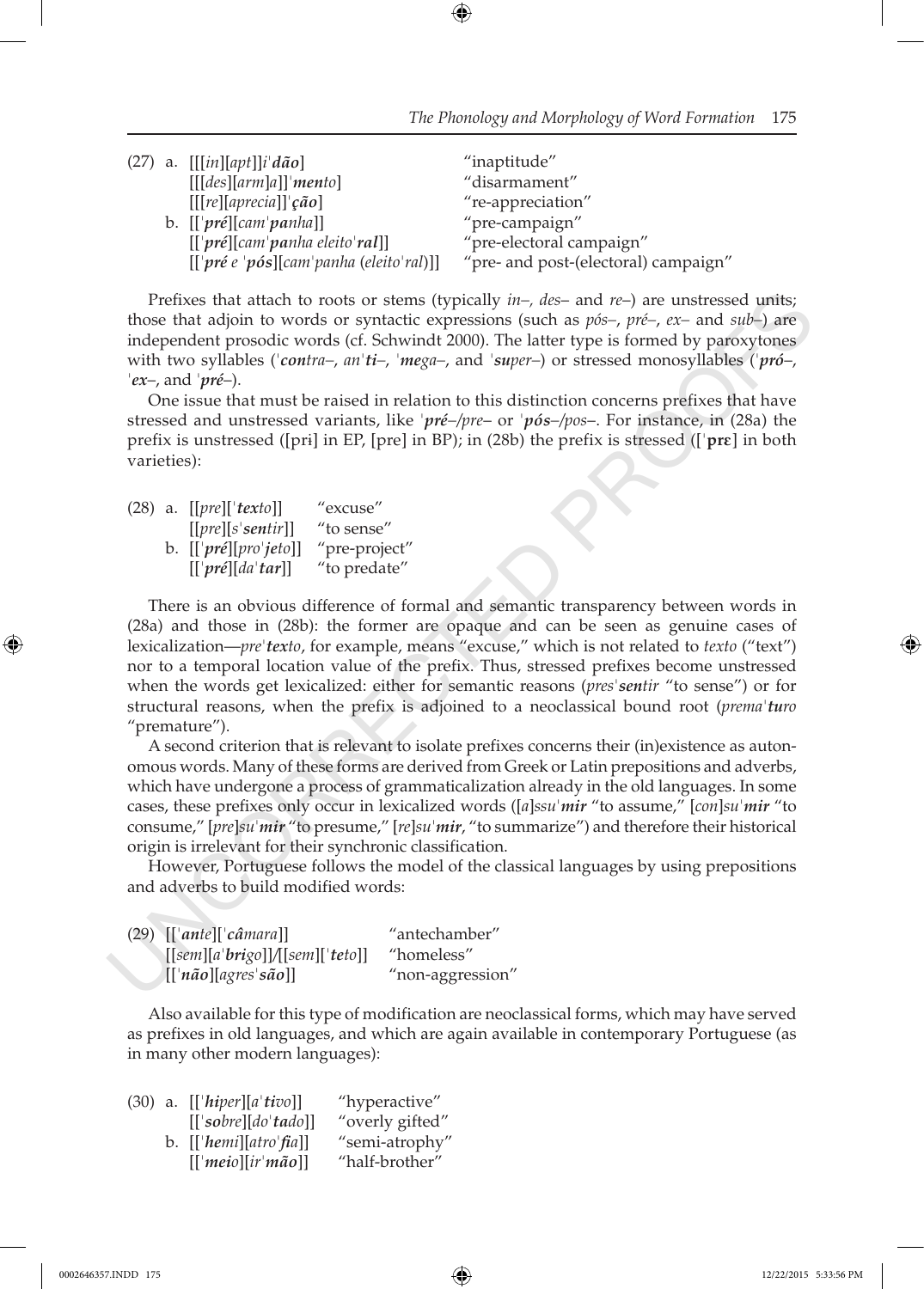(27) a. [[[*in*][*apt*]]*i*ˈ***dão***] "inaptitude"
[[[*des*][*arm*]*a*]]ˈ***men****to*] "disarmament"
[[[*re*][*aprecia*]]ˈ***ção***] "re-appreciation"
b. [[ˈ***pré***][*cam*ˈ***pa****nha*]] "pre-campaign"
[[ˈ***pré***][*cam*ˈ***pa****nha eleito*ˈ***ral***]] "pre-electoral campaign"
[[ˈ***pré*** *e* ˈ***pós***][*cam*ˈ*panha* (*eleito*ˈ*ral*)]] "pre- and post-(electoral) campaign"

Prefixes that attach to roots or stems (typically *in*–, *des*– and *re*–) are unstressed units; those that adjoin to words or syntactic expressions (such as *pós*–, *pré*–, *ex*– and *sub*–) are independent prosodic words (cf. Schwindt 2000). The latter type is formed by paroxytones with two syllables (ˈ***con****tra*–, *an*ˈ***ti***–, ˈ***me****ga*–, and ˈ***su****per*–) or stressed monosyllables (ˈ***pró***–, ˈ***ex***–, and ˈ***pré***–).

One issue that must be raised in relation to this distinction concerns prefixes that have stressed and unstressed variants, like ˈ***pré***–/*pre*– or ˈ***pós***–/*pos*–. For instance, in (28a) the prefix is unstressed ([prɨ] in EP, [pre] in BP); in (28b) the prefix is stressed ([ˈ**prɛ**] in both varieties):

(28) a. [[*pre*][ˈ***tex****to*]] "excuse"
[[*pre*][*s*ˈ***sentir***]] "to sense"
b. [[ˈ***pré***][*pro*ˈ***je****to*]] "pre-project"
[[ˈ***pré***][*da*ˈ***tar***]] "to predate"

There is an obvious difference of formal and semantic transparency between words in (28a) and those in (28b): the former are opaque and can be seen as genuine cases of lexicalization—*pre*ˈ***tex****to*, for example, means "excuse," which is not related to *texto* ("text") nor to a temporal location value of the prefix. Thus, stressed prefixes become unstressed when the words get lexicalized: either for semantic reasons (*pres*ˈ***sen****tir* "to sense") or for structural reasons, when the prefix is adjoined to a neoclassical bound root (*prema*ˈ***tu****ro* "premature").

A second criterion that is relevant to isolate prefixes concerns their (in)existence as autonomous words. Many of these forms are derived from Greek or Latin prepositions and adverbs, which have undergone a process of grammaticalization already in the old languages. In some cases, these prefixes only occur in lexicalized words ([*a*]*ssu*ˈ***mir*** "to assume," [*con*]*su*ˈ***mir*** "to consume," [*pre*]*su*ˈ***mir*** "to presume," [*re*]*su*ˈ***mir***, "to summarize") and therefore their historical origin is irrelevant for their synchronic classification.

However, Portuguese follows the model of the classical languages by using prepositions and adverbs to build modified words:

(29) [[ˈ***an****te*][ˈ***câ****mara*]] "antechamber"
[[*sem*][*a*ˈ***bri****go*]]/[[*sem*][ˈ***te****to*]] "homeless"
[[ˈ***não***][*agres*ˈ***são***]] "non-aggression"

Also available for this type of modification are neoclassical forms, which may have served as prefixes in old languages, and which are again available in contemporary Portuguese (as in many other modern languages):

(30) a. [[ˈ***hi****per*][*a*ˈ***ti****vo*]] "hyperactive"
[[ˈ***so****bre*][*do*ˈ***ta****do*]] "overly gifted"
b. [[ˈ***he****mi*][*atro*ˈ***fi****a*]] "semi-atrophy"
[[ˈ***mei****o*][*ir*ˈ***mão***]] "half-brother"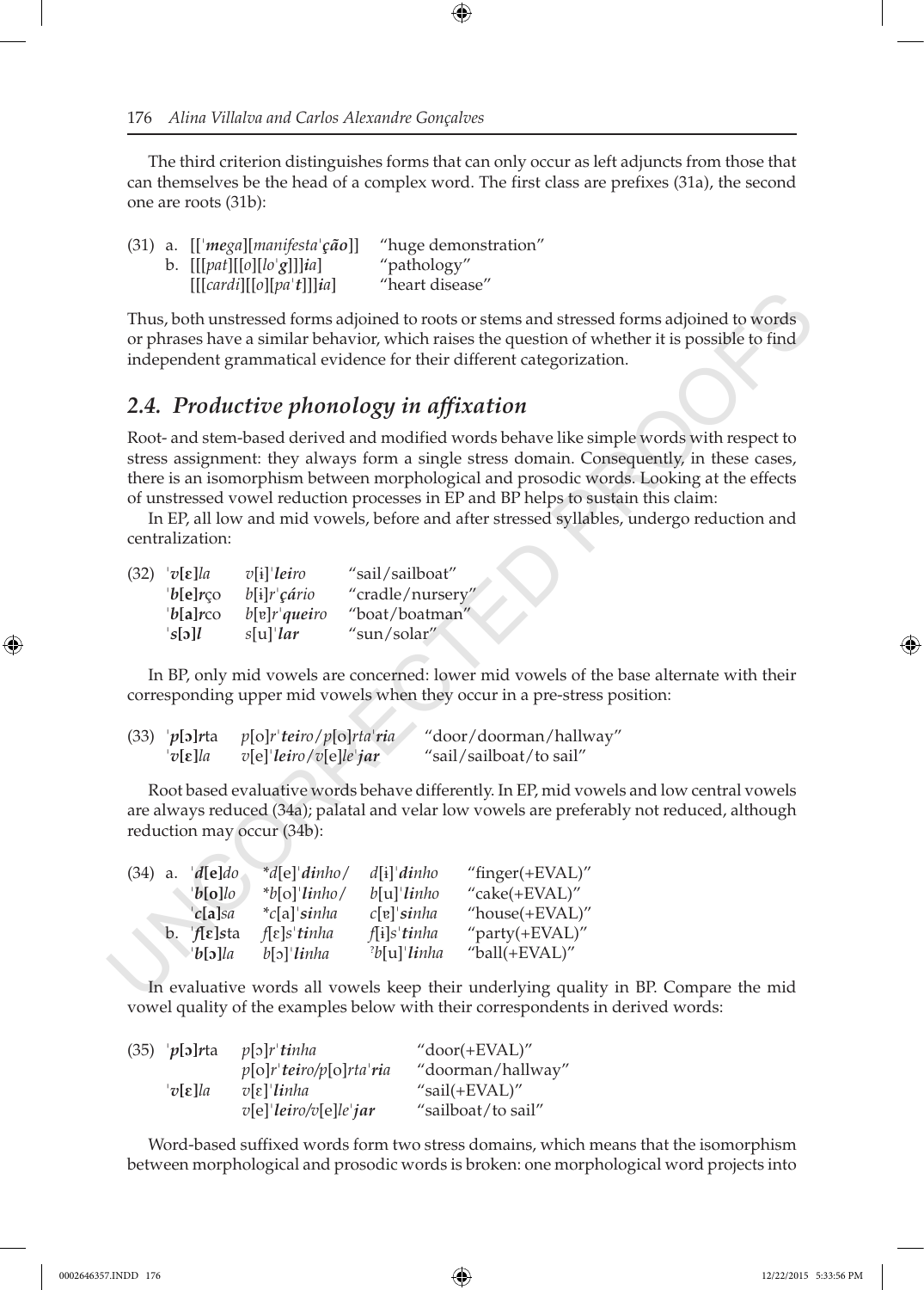The third criterion distinguishes forms that can only occur as left adjuncts from those that can themselves be the head of a complex word. The first class are prefixes (31a), the second one are roots (31b):

(31) a. [[ˈ***mega***][*manifesta*ˈ***ção***]] "huge demonstration"
b. [[[*pat*][[*o*][*lo*ˈ***g***]]]***i****a*] "pathology"
[[[*cardi*][[*o*][*pa*ˈ***t***]]]***i****a*] "heart disease"

Thus, both unstressed forms adjoined to roots or stems and stressed forms adjoined to words or phrases have a similar behavior, which raises the question of whether it is possible to find independent grammatical evidence for their different categorization.

## *2.4. Productive phonology in affixation*

Root- and stem-based derived and modified words behave like simple words with respect to stress assignment: they always form a single stress domain. Consequently, in these cases, there is an isomorphism between morphological and prosodic words. Looking at the effects of unstressed vowel reduction processes in EP and BP helps to sustain this claim:

In EP, all low and mid vowels, before and after stressed syllables, undergo reduction and centralization:

| (32) | ˈ***v*[ɛ]***la* | *v*[ɨ]ˈ***leiro*** | "sail/sailboat" |
|---|---|---|---|
| | ˈ***b*[e]*r***ço | *b*[ɨ]*r*ˈ***çário*** | "cradle/nursery" |
| | ˈ***b*[a]*r***co | *b*[ɐ]*r*ˈ***queiro*** | "boat/boatman" |
| | ˈ***s*[ɔ]*l*** | *s*[u]ˈ***lar*** | "sun/solar" |

In BP, only mid vowels are concerned: lower mid vowels of the base alternate with their corresponding upper mid vowels when they occur in a pre-stress position:

| (33) | ˈ***p*[ɔ]*r***ta | *p*[o]*r*ˈ***tei****ro*/*p*[o]*rta*ˈ***ria*** | "door/doorman/hallway" |
|---|---|---|---|
| | ˈ***v*[ɛ]***la* | *v*[e]ˈ***lei****ro*/*v*[e]*le*ˈ***jar*** | "sail/sailboat/to sail" |

Root based evaluative words behave differently. In EP, mid vowels and low central vowels are always reduced (34a); palatal and velar low vowels are preferably not reduced, although reduction may occur (34b):

| (34) | | | | |
|---|---|---|---|---|
| a. | ˈ***d*[e]***do* | \**d*[e]ˈ***dinho***/ | *d*[ɨ]ˈ***dinho*** | "finger(+EVAL)" |
| | ˈ***b*[o]***lo* | \**b*[o]ˈ***linho***/ | *b*[u]ˈ***linho*** | "cake(+EVAL)" |
| | ˈ***c*[a]***sa* | \**c*[a]ˈ***sinha*** | *c*[ɐ]ˈ***sinha*** | "house(+EVAL)" |
| b. | ˈ***f*[ɛ]*s***ta | *f*[ɛ]*s*ˈ***tinha*** | *f*[ɨ]*s*ˈ***tinha*** | "party(+EVAL)" |
| | ˈ***b*[ɔ]***la* | *b*[ɔ]ˈ***linha*** | ˀ*b*[u]ˈ***linha*** | "ball(+EVAL)" |

In evaluative words all vowels keep their underlying quality in BP. Compare the mid vowel quality of the examples below with their correspondents in derived words:

| (35) | ˈ***p*[ɔ]*r***ta | *p*[ɔ]*r*ˈ***tinha*** | "door(+EVAL)" |
|---|---|---|---|
| | | *p*[o]*r*ˈ***tei****ro*/*p*[o]*rta*ˈ***ria*** | "doorman/hallway" |
| | ˈ***v*[ɛ]***la* | *v*[ɛ]ˈ***linha*** | "sail(+EVAL)" |
| | | *v*[e]ˈ***lei****ro*/*v*[e]*le*ˈ***jar*** | "sailboat/to sail" |

Word-based suffixed words form two stress domains, which means that the isomorphism between morphological and prosodic words is broken: one morphological word projects into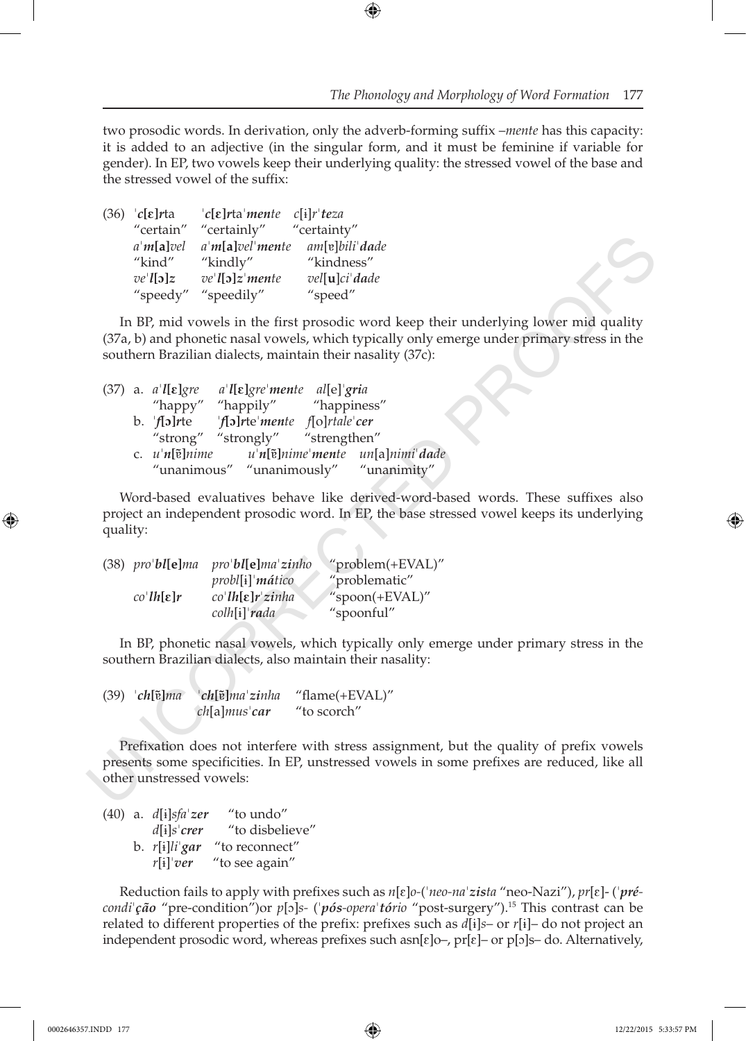two prosodic words. In derivation, only the adverb-forming suffix –*mente* has this capacity: it is added to an adjective (in the singular form, and it must be feminine if variable for gender). In EP, two vowels keep their underlying quality: the stressed vowel of the base and the stressed vowel of the suffix:

(36) ˈ***c*[ɛ]*r***ta ˈ***c*[ɛ]*r***taˈ***men***te *c*[ɨ]*r*ˈ***te***za
"certain" "certainly" "certainty"
*a*ˈ***m*[a]**vel *a*ˈ***m*[a]**velˈ***men***te *am*[ɐ]*bili*ˈ***da***de
"kind" "kindly" "kindness"
*ve*ˈ***l*[ɔ]*z*** *ve*ˈ***l*[ɔ]*z***ˈ***men***te *vel*[**u**]*ci*ˈ***da***de
"speedy" "speedily" "speed"

In BP, mid vowels in the first prosodic word keep their underlying lower mid quality (37a, b) and phonetic nasal vowels, which typically only emerge under primary stress in the southern Brazilian dialects, maintain their nasality (37c):

(37) a. *a*ˈ***l*[ɛ]**gre *a*ˈ***l*[ɛ]**greˈ***men***te *al*[e]ˈ***gri***a
"happy" "happily" "happiness"
b. ˈ***f*[ɔ]*r***te ˈ***f*[ɔ]*r***teˈ***men***te *f*[o]*rtale*ˈ***cer***
"strong" "strongly" "strengthen"
c. *u*ˈ***n*[ɐ̃]**nime *u*ˈ***n*[ɐ̃]**nimeˈ***men***te *un*[a]*nimi*ˈ***da***de
"unanimous" "unanimously" "unanimity"

Word-based evaluatives behave like derived-word-based words. These suffixes also project an independent prosodic word. In EP, the base stressed vowel keeps its underlying quality:

(38) *pro*ˈ***bl*[e]**ma *pro*ˈ***bl*[e]**maˈ***zinho*** "problem(+EVAL)"
*probl*[ɨ]ˈ***má***tico "problematic"
*co*ˈ***lh*[ɛ]*r*** *co*ˈ***lh*[ɛ]*r***ˈ***zinha*** "spoon(+EVAL)"
*colh*[ɨ]ˈ***ra***da "spoonful"

In BP, phonetic nasal vowels, which typically only emerge under primary stress in the southern Brazilian dialects, also maintain their nasality:

(39) ˈ***ch*[ɐ̃]**ma ˈ***ch*[ɐ̃]**maˈ***zinha*** "flame(+EVAL)"
*ch*[a]*mus*ˈ***car*** "to scorch"

Prefixation does not interfere with stress assignment, but the quality of prefix vowels presents some specificities. In EP, unstressed vowels in some prefixes are reduced, like all other unstressed vowels:

(40) a. *d*[ɨ]*sfa*ˈ***zer*** "to undo"
*d*[ɨ]*s*ˈ***crer*** "to disbelieve"
b. *r*[ɨ]*li*ˈ***gar*** "to reconnect"
*r*[ɨ]ˈ***ver*** "to see again"

Reduction fails to apply with prefixes such as *n*[ɛ]*o*-(ˈ*neo*-*na*ˈ***zis***ta "neo-Nazi"), *pr*[ɛ]- (ˈ***pré***-*condi*ˈ***ção*** "pre-condition")or *p*[ɔ]*s*- (ˈ***pós***-*opera*ˈ***tó***rio "post-surgery").[15] This contrast can be related to different properties of the prefix: prefixes such as *d*[ɨ]*s*– or *r*[ɨ]– do not project an independent prosodic word, whereas prefixes such asn[ɛ]o–, pr[ɛ]– or p[ɔ]s– do. Alternatively,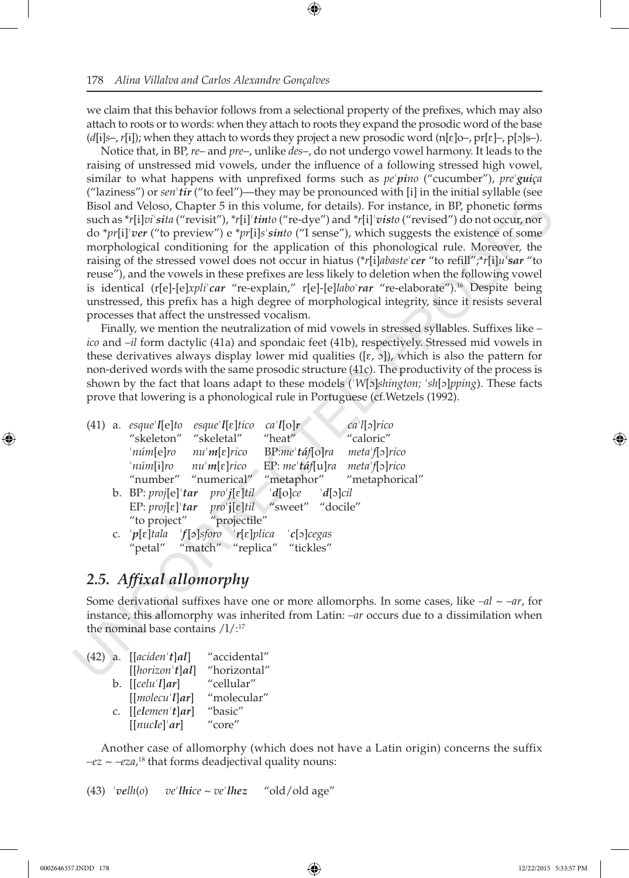we claim that this behavior follows from a selectional property of the prefixes, which may also attach to roots or to words: when they attach to roots they expand the prosodic word of the base (*d*[i]*s*–, *r*[i]); when they attach to words they project a new prosodic word (n[ɛ]o–, pr[ɛ]–, p[ɔ]s–).

Notice that, in BP, *re*– and *pre*–, unlike *des*–, do not undergo vowel harmony. It leads to the raising of unstressed mid vowels, under the influence of a following stressed high vowel, similar to what happens with unprefixed forms such as *pe*ˈ***pi****no* ("cucumber"), *pre*ˈ***gui****ça* ("laziness") or *sen*ˈ***tir*** ("to feel")—they may be pronounced with [i] in the initial syllable (see Bisol and Veloso, Chapter 5 in this volume, for details). For instance, in BP, phonetic forms such as *\*r*[i]*vi*ˈ***si****ta* ("revisit"), *\*r*[i]ˈ***tin****to* ("re-dye") and *\*r*[i]ˈ***vis****to* ("revised") do not occur, nor do *\*pr*[i]ˈ***ver*** ("to preview") e *\*pr*[i]*s*ˈ***sin****to* ("I sense"), which suggests the existence of some morphological conditioning for the application of this phonological rule. Moreover, the raising of the stressed vowel does not occur in hiatus (*\*r*[i]*abaste*ˈ***cer*** "to refill";*\*r*[i]*u*ˈ***sar*** "to reuse"), and the vowels in these prefixes are less likely to deletion when the following vowel is identical (r[e]-[e]*xpli*ˈ***car*** "re-explain," r[e]-[e]*labo*ˈ***rar*** "re-elaborate").[16] Despite being unstressed, this prefix has a high degree of morphological integrity, since it resists several processes that affect the unstressed vocalism.

Finally, we mention the neutralization of mid vowels in stressed syllables. Suffixes like –*ico* and –*il* form dactylic (41a) and spondaic feet (41b), respectively. Stressed mid vowels in these derivatives always display lower mid qualities ([ɛ, ɔ]), which is also the pattern for non-derived words with the same prosodic structure (41c). The productivity of the process is shown by the fact that loans adapt to these models (ˈ*W*[ɔ]*shington;* ˈ*sh*[ɔ]*pping*). These facts prove that lowering is a phonological rule in Portuguese (cf.Wetzels (1992).

(41) a. *esque*ˈ***l***[e]*to* *esque*ˈ***l***[ɛ]*tico* *ca*ˈ***l***[o]***r*** *ca*ˈ*l*[ɔ]*rico*
"skeleton" "skeletal" "heat" "caloric"
ˈ*núm*[e]*ro* *nu*ˈ***m***[ɛ]*rico* BP:*me*ˈ***táf***[o]*ra* *meta*ˈ*f*[ɔ]*rico*
ˈ*núm*[i]*ro* *nu*ˈ***m***[ɛ]*rico* EP: *me*ˈ***táf***[u]*ra* *meta*ˈ*f*[ɔ]*rico*
"number" "numerical" "metaphor" "metaphorical"

b. BP: *proj*[e]ˈ***tar*** *pro*ˈ***j***[ɛ]*til* ˈ***d***[o]*ce* ˈ***d***[ɔ]*cil*
EP: *proj*[ɛ]ˈ***tar*** *pro*ˈ***j***[ɛ]*til* "sweet" "docile"
"to project" "projectile"

c. ˈ***p***[ɛ]*tala* ˈ***f***[ɔ]*sforo* ˈ***r***[ɛ]*plica* ˈ***c***[ɔ]*cegas*
"petal" "match" "replica" "tickles"

## 2.5. *Affixal allomorphy*

Some derivational suffixes have one or more allomorphs. In some cases, like –*al* ~ –*ar*, for instance, this allomorphy was inherited from Latin: –*ar* occurs due to a dissimilation when the nominal base contains /l/:[17]

(42) a. [[*aciden*ˈ***t***]***al***] "accidental"
[[*horizon*ˈ***t***]***al***] "horizontal"
b. [[*celu*ˈ***l***]***ar***] "cellular"
[[*molecu*ˈ***l***]***ar***] "molecular"
c. [[*e****l****emen*ˈ***t***]***ar***] "basic"
[[*nuc****l****e*]ˈ***ar***] "core"

Another case of allomorphy (which does not have a Latin origin) concerns the suffix –*ez* ~ –*eza*,[18] that forms deadjectival quality nouns:

(43) ˈ***velh****(o)* *ve*ˈ***lhi****ce* ~ *ve*ˈ***lhez*** "old/old age"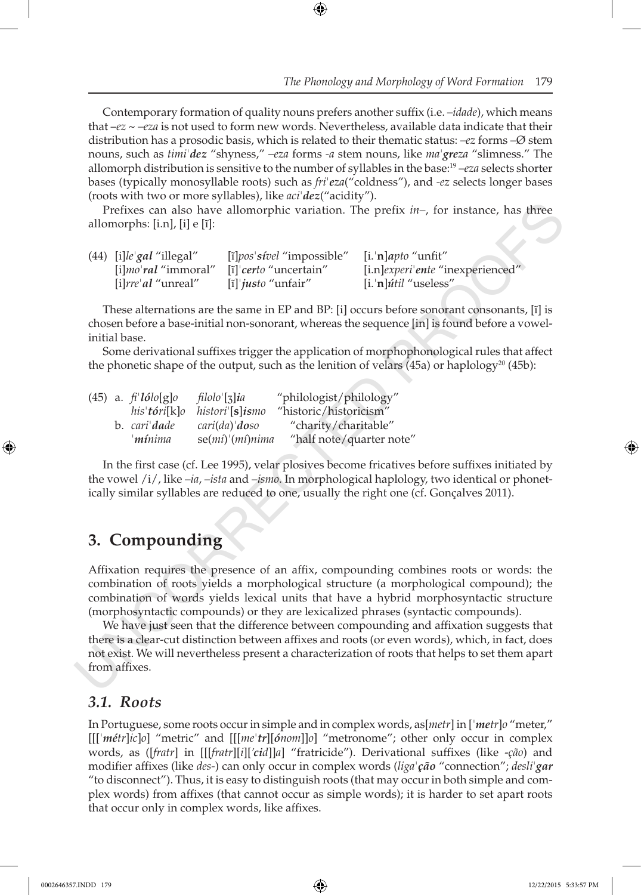Contemporary formation of quality nouns prefers another suffix (i.e. *–idade*), which means that *–ez* ~ *–eza* is not used to form new words. Nevertheless, available data indicate that their distribution has a prosodic basis, which is related to their thematic status: *–ez* forms –Ø stem nouns, such as *timiˈ**dez*** "shyness," *–eza* forms *-a* stem nouns, like *maˈ**gre**za* "slimness." The allomorph distribution is sensitive to the number of syllables in the base:[19] *–eza* selects shorter bases (typically monosyllable roots) such as *friˈ**e**za*("coldness"), and *-ez* selects longer bases (roots with two or more syllables), like *aciˈ**dez***("acidity").

Prefixes can also have allomorphic variation. The prefix *in–*, for instance, has three allomorphs: [i.n], [i] e [ĩ]:

| (44) | [i]*leˈ**gal*** "illegal" | [ĩ]*posˈ**sí**vel* "impossible" | [i.ˈ**n**]*apto* "unfit" |
|---|---|---|---|
| | [i]*moˈ**ral*** "immoral" | [ĩ]ˈ*cer*to "uncertain" | [i.n]*experiˈ**en**te* "inexperienced" |
| | [i]*rreˈ**al*** "unreal" | [ĩ]ˈ*jus*to "unfair" | [i.ˈ**n**]*útil* "useless" |

These alternations are the same in EP and BP: [i] occurs before sonorant consonants, [ĩ] is chosen before a base-initial non-sonorant, whereas the sequence [in] is found before a vowel-initial base.

Some derivational suffixes trigger the application of morphophonological rules that affect the phonetic shape of the output, such as the lenition of velars (45a) or haplology[20] (45b):

| (45) | a. *fiˈ**ló**lo*[g]*o* | *filoloˈ*[ʒ]***i**a* | "philologist/philology" |
|---|---|---|---|
| | *hisˈ**tó**ri*[k]*o* | *historiˈ*[**s**]***i**smo* | "historic/historicism" |
| | b. *cariˈ**da**de* | *cari*(*da*)ˈ***do**so* | "charity/charitable" |
| | ˈ***mí**nima* | se(*mi*)ˈ(*mí*)*nima* | "half note/quarter note" |

In the first case (cf. Lee 1995), velar plosives become fricatives before suffixes initiated by the vowel /i/, like *–ia*, *–ista* and *–ismo*. In morphological haplology, two identical or phonetically similar syllables are reduced to one, usually the right one (cf. Gonçalves 2011).

## 3. Compounding

Affixation requires the presence of an affix, compounding combines roots or words: the combination of roots yields a morphological structure (a morphological compound); the combination of words yields lexical units that have a hybrid morphosyntactic structure (morphosyntactic compounds) or they are lexicalized phrases (syntactic compounds).

We have just seen that the difference between compounding and affixation suggests that there is a clear-cut distinction between affixes and roots (or even words), which, in fact, does not exist. We will nevertheless present a characterization of roots that helps to set them apart from affixes.

### 3.1. Roots

In Portuguese, some roots occur in simple and in complex words, as[*metr*] in [ˈ***metr***]*o* "meter," [[[ˈ***métr***]*ic*]*o*] "metric" and [[[*me*ˈ***tr***][***ónom***]]*o*] "metronome"; other only occur in complex words, as ([*fratr*] in [[[*fratr*][*i*][ˈ***cid***]]*a*] "fratricide"). Derivational suffixes (like *-ção*) and modifier affixes (like *des-*) can only occur in complex words (*ligaˈ**ção*** "connection"; *desliˈ**gar*** "to disconnect"). Thus, it is easy to distinguish roots (that may occur in both simple and complex words) from affixes (that cannot occur as simple words); it is harder to set apart roots that occur only in complex words, like affixes.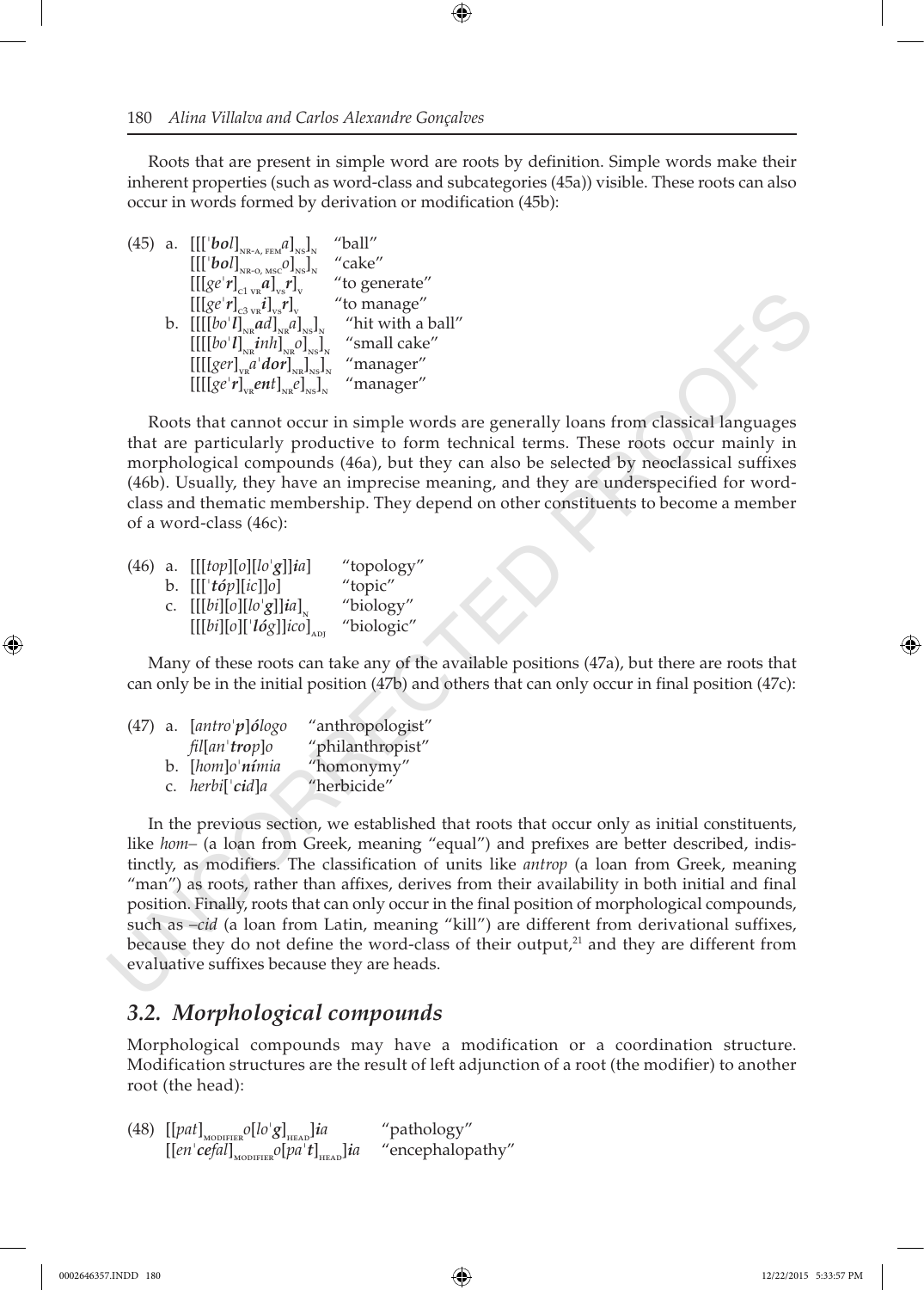Roots that are present in simple word are roots by definition. Simple words make their inherent properties (such as word-class and subcategories (45a)) visible. These roots can also occur in words formed by derivation or modification (45b):

(45) a. $[[[\text{ˈ}\textbf{\textit{bol}}]_{\text{NR-A, FEM}}\textbf{\textit{a}}]_{\text{NS}}]_{\text{N}}$ "ball"
$[[[\text{ˈ}\textbf{\textit{bol}}]_{\text{NR-O, MSC}}\textbf{\textit{o}}]_{\text{NS}}]_{\text{N}}$ "cake"
$[[[ge\text{ˈ}\textbf{\textit{r}}]_{\text{C1 VR}}\textbf{\textit{a}}]_{\text{VS}}\textbf{\textit{r}}]_{\text{V}}$ "to generate"
$[[[ge\text{ˈ}\textbf{\textit{r}}]_{\text{C3 VR}}\textbf{\textit{i}}]_{\text{VS}}\textbf{\textit{r}}]_{\text{V}}$ "to manage"

b. $[[[[bo\text{ˈ}\textbf{\textit{l}}]_{\text{NR}}\textbf{\textit{ad}}]_{\text{NR}}a]_{\text{NS}}]_{\text{N}}$ "hit with a ball"
$[[[[bo\text{ˈ}\textbf{\textit{l}}]_{\text{NR}}\textbf{\textit{inh}}]_{\text{NR}}o]_{\text{NS}}]_{\text{N}}$ "small cake"
$[[[[ger]_{\text{VR}}a\text{ˈ}\textbf{\textit{dor}}]_{\text{NR}}]_{\text{NS}}]_{\text{N}}$ "manager"
$[[[[ge\text{ˈ}\textbf{\textit{r}}]_{\text{VR}}\textbf{\textit{ent}}]_{\text{NR}}e]_{\text{NS}}]_{\text{N}}$ "manager"

Roots that cannot occur in simple words are generally loans from classical languages that are particularly productive to form technical terms. These roots occur mainly in morphological compounds (46a), but they can also be selected by neoclassical suffixes (46b). Usually, they have an imprecise meaning, and they are underspecified for word-class and thematic membership. They depend on other constituents to become a member of a word-class (46c):

(46) a. [[[*top*][*o*][*lo*ˈ***g***]]***ia***] "topology"
b. [[[ˈ***tóp***][*ic*]]*o*] "topic"
c. $[[[bi][o][lo\text{ˈ}\textbf{\textit{g}}]]\textbf{\textit{ia}}]_{\text{N}}$ "biology"
$[[[bi][o][\text{ˈ}\textbf{\textit{lóg}}]]ico]_{\text{ADJ}}$ "biologic"

Many of these roots can take any of the available positions (47a), but there are roots that can only be in the initial position (47b) and others that can only occur in final position (47c):

(47) a. [*antro*ˈ***p***]***ólogo*** "anthropologist"
*fil*[*an*ˈ***trop***]*o* "philanthropist"
b. [*hom*]*o*ˈ***nímia*** "homonymy"
c. *herbi*[ˈ***cid***]*a* "herbicide"

In the previous section, we established that roots that occur only as initial constituents, like *hom–* (a loan from Greek, meaning "equal") and prefixes are better described, indistinctly, as modifiers. The classification of units like *antrop* (a loan from Greek, meaning "man") as roots, rather than affixes, derives from their availability in both initial and final position. Finally, roots that can only occur in the final position of morphological compounds, such as *–cid* (a loan from Latin, meaning "kill") are different from derivational suffixes, because they do not define the word-class of their output,[21] and they are different from evaluative suffixes because they are heads.

## *3.2. Morphological compounds*

Morphological compounds may have a modification or a coordination structure. Modification structures are the result of left adjunction of a root (the modifier) to another root (the head):

(48) $[[pat]_{\text{MODIFIER}}o[lo\text{ˈ}\textbf{\textit{g}}]_{\text{HEAD}}]\textbf{\textit{ia}}$ "pathology"
$[[en\text{ˈ}\textbf{\textit{cefal}}]_{\text{MODIFIER}}o[pa\text{ˈ}\textbf{\textit{t}}]_{\text{HEAD}}]\textbf{\textit{ia}}$ "encephalopathy"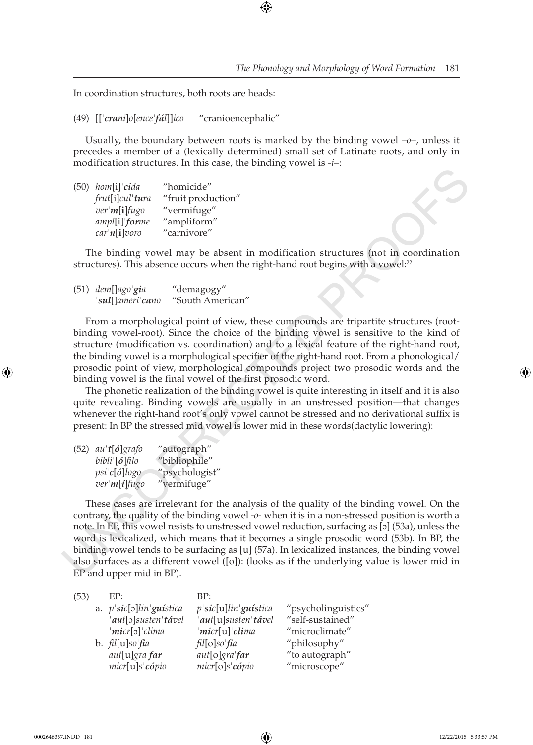In coordination structures, both roots are heads:

(49) [[ˈ***cra****ni*]*o*[*enceˈ****fál***]]*ico* "cranioencephalic"

Usually, the boundary between roots is marked by the binding vowel –*o*–, unless it precedes a member of a (lexically determined) small set of Latinate roots, and only in modification structures. In this case, the binding vowel is -*i*–:

(50) *hom*[i]ˈ***ci****da* "homicide"
*frut*[i]*cul*ˈ***tu****ra* "fruit production"
*ver*ˈ***m***[**i**]*fugo* "vermifuge"
*ampl*[i]ˈ***for****me* "ampliform"
*car*ˈ***n***[**i**]*voro* "carnivore"

The binding vowel may be absent in modification structures (not in coordination structures). This absence occurs when the right-hand root begins with a vowel:[22]

(51) *dem*[]*ago*ˈ***gi****a* "demagogy"
ˈ***sul***[]*ameri*ˈ***ca****no* "South American"

From a morphological point of view, these compounds are tripartite structures (root-binding vowel-root). Since the choice of the binding vowel is sensitive to the kind of structure (modification vs. coordination) and to a lexical feature of the right-hand root, the binding vowel is a morphological specifier of the right-hand root. From a phonological/prosodic point of view, morphological compounds project two prosodic words and the binding vowel is the final vowel of the first prosodic word.

The phonetic realization of the binding vowel is quite interesting in itself and it is also quite revealing. Binding vowels are usually in an unstressed position—that changes whenever the right-hand root's only vowel cannot be stressed and no derivational suffix is present: In BP the stressed mid vowel is lower mid in these words(dactylic lowering):

(52) *au*ˈ***t***[***ó***]*grafo* "autograph"
*bibli*ˈ[***ó***]*filo* "bibliophile"
*psi*ˈ***c***[***ó***]*logo* "psychologist"
*ver*ˈ***m***[***í***]*fugo* "vermifuge"

These cases are irrelevant for the analysis of the quality of the binding vowel. On the contrary, the quality of the binding vowel -*o*- when it is in a non-stressed position is worth a note. In EP, this vowel resists to unstressed vowel reduction, surfacing as [ɔ] (53a), unless the word is lexicalized, which means that it becomes a single prosodic word (53b). In BP, the binding vowel tends to be surfacing as [u] (57a). In lexicalized instances, the binding vowel also surfaces as a different vowel ([o]): (looks as if the underlying value is lower mid in EP and upper mid in BP).

(53) EP: BP:
a. *p*ˈ***sic***[ɔ]*lin*ˈ***guís****tica* | *p*ˈ***sic***[u]*lin*ˈ***guís****tica* "psycholinguistics"
ˈ***aut***[ɔ]*susten*ˈ***tá****vel* | ˈ***aut***[u]*susten*ˈ***tá****vel* "self-sustained"
ˈ***micr***[ɔ]ˈ*clima* | ˈ***micr***[u]ˈ***cli****ma* "microclimate"
b. *fil*[u]*so*ˈ***fi****a* | *fil*[o]*so*ˈ***fi****a* "philosophy"
*aut*[u]*gra*ˈ***far*** | *aut*[o]*gra*ˈ***far*** "to autograph"
*micr*[u]*s*ˈ***có****pio* | *micr*[o]*s*ˈ***có****pio* "microscope"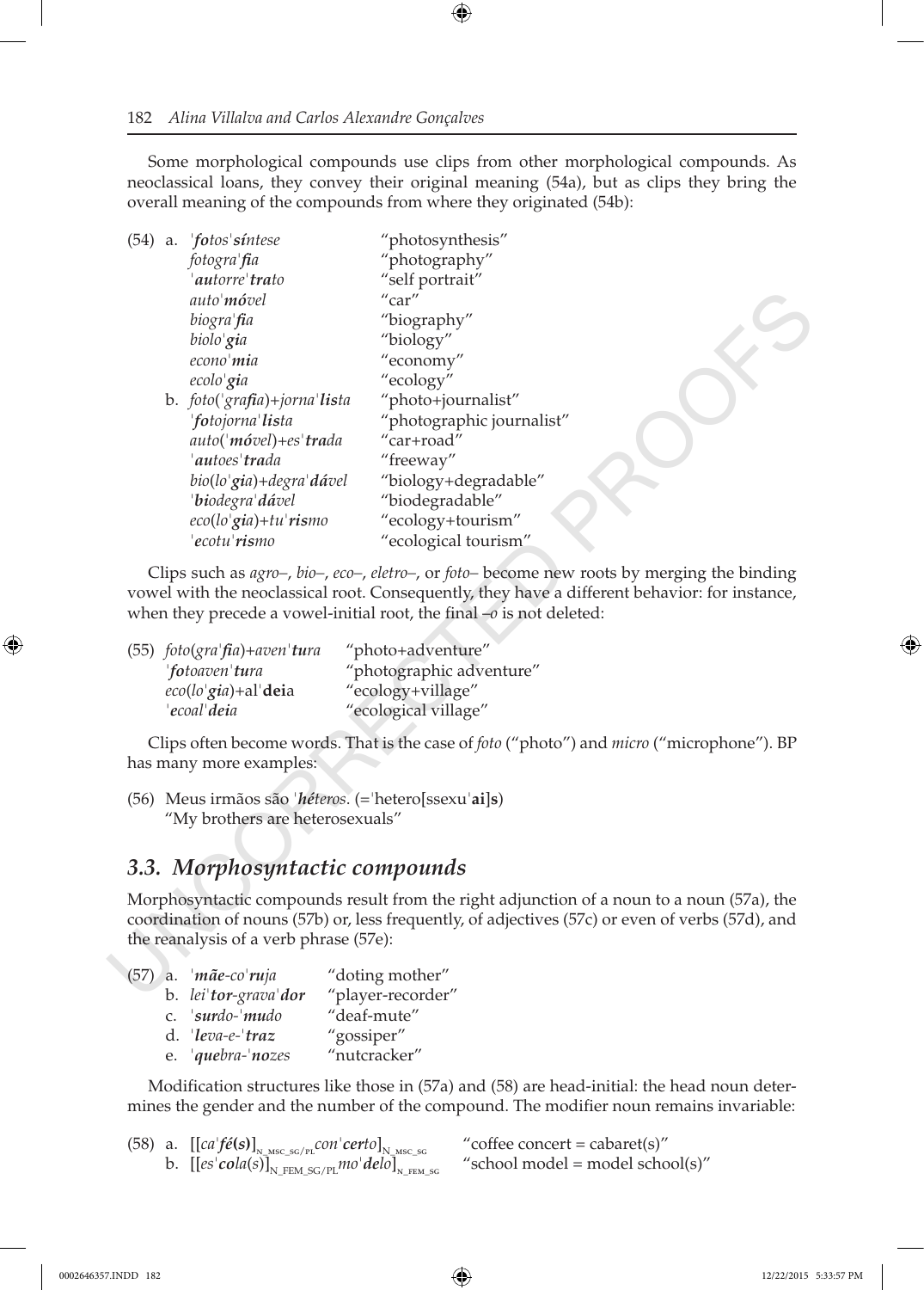Some morphological compounds use clips from other morphological compounds. As neoclassical loans, they convey their original meaning (54a), but as clips they bring the overall meaning of the compounds from where they originated (54b):

(54) a. *ˈ**fo**tosˈ**sín**tese* "photosynthesis"
*fotograˈ**fi**a* "photography"
*ˈ**au**torreˈ**tra**to* "self portrait"
*autoˈ**mó**vel* "car"
*biograˈ**fi**a* "biography"
*bioloˈ**gi**a* "biology"
*econoˈ**mi**a* "economy"
*ecoloˈ**gi**a* "ecology"

b. *foto(ˈgra**fi**a)+jornaˈ**lis**ta* "photo+journalist"
*ˈ**fo**tojornaˈ**lis**ta* "photographic journalist"
*auto(ˈ**mó**vel)+esˈ**tra**da* "car+road"
*ˈ**au**toesˈ**tra**da* "freeway"
*bio(loˈ**gi**a)+degraˈ**dá**vel* "biology+degradable"
*ˈ**bi**odegraˈ**dá**vel* "biodegradable"
*eco(loˈ**gi**a)+tuˈ**ris**mo* "ecology+tourism"
*ˈ**e**cotuˈ**ris**mo* "ecological tourism"

Clips such as *agro–*, *bio–*, *eco–*, *eletro–*, or *foto–* become new roots by merging the binding vowel with the neoclassical root. Consequently, they have a different behavior: for instance, when they precede a vowel-initial root, the final *–o* is not deleted:

(55) *foto(graˈ**fi**a)+avenˈ**tu**ra* "photo+adventure"
*ˈ**fo**toavenˈ**tu**ra* "photographic adventure"
*eco(loˈ**gi**a)+alˈ**dei**a* "ecology+village"
*ˈ**e**coalˈ**dei**a* "ecological village"

Clips often become words. That is the case of *foto* ("photo") and *micro* ("microphone"). BP has many more examples:

(56) Meus irmãos são ˈ***hé**teros*. (=ˈhetero[ssexuˈ**ai**]**s**)
"My brothers are heterosexuals"

## *3.3. Morphosyntactic compounds*

Morphosyntactic compounds result from the right adjunction of a noun to a noun (57a), the coordination of nouns (57b) or, less frequently, of adjectives (57c) or even of verbs (57d), and the reanalysis of a verb phrase (57e):

(57) a. *ˈ**mãe**-coˈ**ru**ja* "doting mother"
b. *leiˈ**tor**-gravaˈ**dor*** "player-recorder"
c. *ˈ**sur**do-ˈ**mu**do* "deaf-mute"
d. *ˈ**le**va-e-ˈ**traz*** "gossiper"
e. *ˈ**que**bra-ˈ**no**zes* "nutcracker"

Modification structures like those in (57a) and (58) are head-initial: the head noun determines the gender and the number of the compound. The modifier noun remains invariable:

(58) a. $[[ca\text{ˈ}\textbf{\textit{fé(s)}}]_{\text{N\_MSC\_SG/PL}}\,con\text{ˈ}\textbf{\textit{cer}}\textit{to}]_{\text{N\_MSC\_SG}}$ "coffee concert = cabaret(s)"
b. $[[es\text{ˈ}\textbf{\textit{co}}\textit{la(s)}]_{\text{N\_FEM\_SG/PL}}\,mo\text{ˈ}\textbf{\textit{de}}\textit{lo}]_{\text{N\_FEM\_SG}}$ "school model = model school(s)"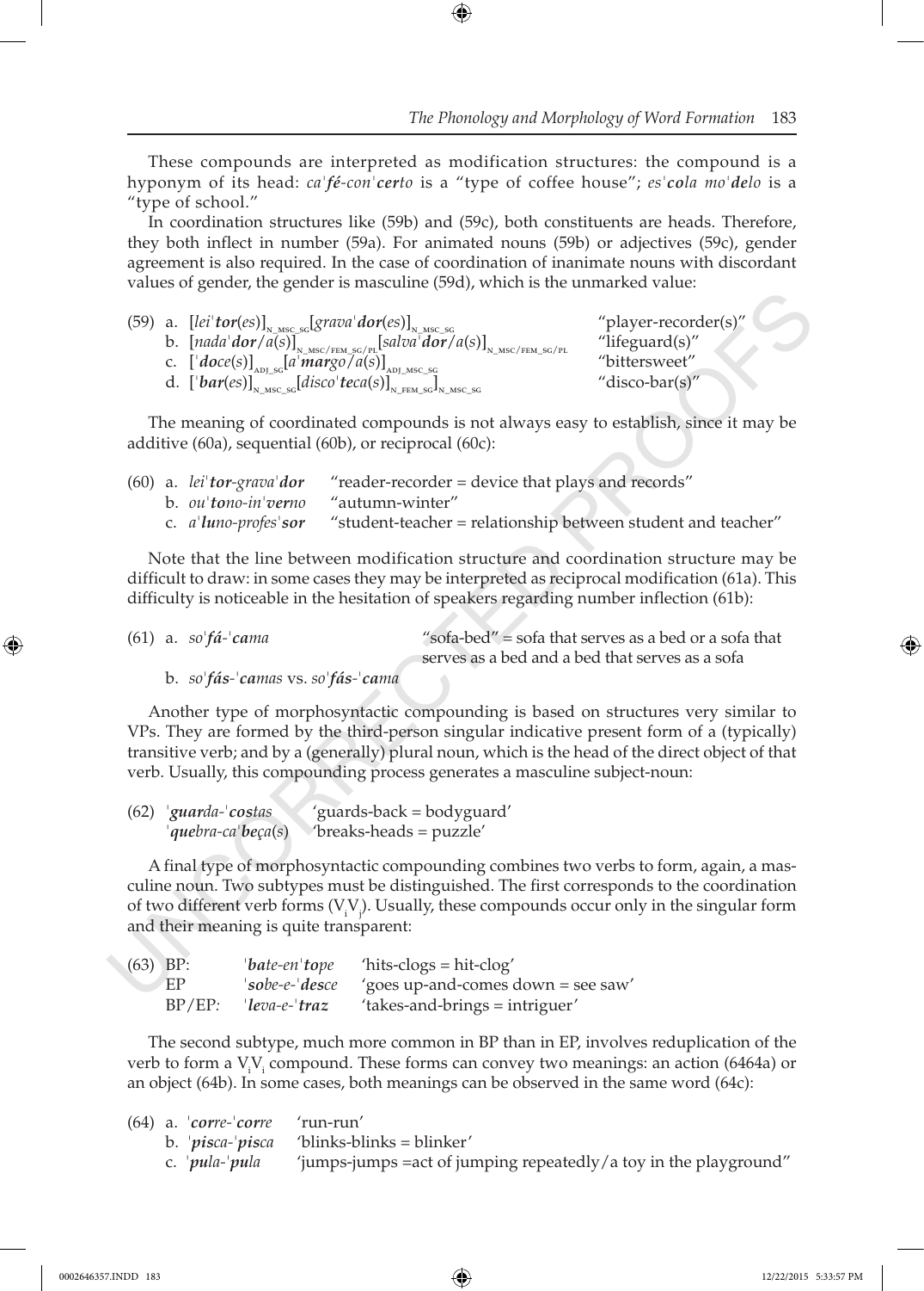These compounds are interpreted as modification structures: the compound is a hyponym of its head: *ca'**fé**-con'**cer**to* is a "type of coffee house"; *es'**co**la mo'**de**lo* is a "type of school."

In coordination structures like (59b) and (59c), both constituents are heads. Therefore, they both inflect in number (59a). For animated nouns (59b) or adjectives (59c), gender agreement is also required. In the case of coordination of inanimate nouns with discordant values of gender, the gender is masculine (59d), which is the unmarked value:

(59) a. $[lei'\mathbf{tor}(es)]_{\text{N\_MSC\_SG}}[grava'\mathbf{dor}(es)]_{\text{N\_MSC\_SG}}$ "player-recorder(s)"
b. $[nada'\mathbf{dor}/a(s)]_{\text{N\_MSC/FEM\_SG/PL}}[salva'\mathbf{dor}/a(s)]_{\text{N\_MSC/FEM\_SG/PL}}$ "lifeguard(s)"
c. $['\mathbf{do}ce(s)]_{\text{ADJ\_SG}}[a'\mathbf{mar}go/a(s)]_{\text{ADJ\_MSC\_SG}}$ "bittersweet"
d. $['\mathbf{bar}(es)]_{\text{N\_MSC\_SG}}[disco'\mathbf{te}ca(s)]_{\text{N\_FEM\_SG}}]_{\text{N\_MSC\_SG}}$ "disco-bar(s)"

The meaning of coordinated compounds is not always easy to establish, since it may be additive (60a), sequential (60b), or reciprocal (60c):

(60) a. *lei'**tor**-grava'**dor*** "reader-recorder = device that plays and records"
b. *ou'**to**no-in'**ver**no* "autumn-winter"
c. *a'**lu**no-profes'**sor*** "student-teacher = relationship between student and teacher"

Note that the line between modification structure and coordination structure may be difficult to draw: in some cases they may be interpreted as reciprocal modification (61a). This difficulty is noticeable in the hesitation of speakers regarding number inflection (61b):

(61) a. *so'**fá**-'**ca**ma* "sofa-bed" = sofa that serves as a bed or a sofa that serves as a bed and a bed that serves as a sofa
b. *so'**fás**-'**ca**mas* vs. *so'**fás**-'**ca**ma*

Another type of morphosyntactic compounding is based on structures very similar to VPs. They are formed by the third-person singular indicative present form of a (typically) transitive verb; and by a (generally) plural noun, which is the head of the direct object of that verb. Usually, this compounding process generates a masculine subject-noun:

(62) *'**guar**da-'**cos**tas* 'guards-back = bodyguard'
*'**que**bra-ca'**be**ça(s)* 'breaks-heads = puzzle'

A final type of morphosyntactic compounding combines two verbs to form, again, a masculine noun. Two subtypes must be distinguished. The first corresponds to the coordination of two different verb forms ($V_iV_j$). Usually, these compounds occur only in the singular form and their meaning is quite transparent:

(63) BP: *'**ba**te-en'**to**pe* 'hits-clogs = hit-clog'
EP *'**so**be-e-'**des**ce* 'goes up-and-comes down = see saw'
BP/EP: *'**le**va-e-'**traz*** 'takes-and-brings = intriguer'

The second subtype, much more common in BP than in EP, involves reduplication of the verb to form a $V_iV_i$ compound. These forms can convey two meanings: an action (6464a) or an object (64b). In some cases, both meanings can be observed in the same word (64c):

(64) a. *'**cor**re-'**cor**re* 'run-run'
b. *'**pis**ca-'**pis**ca* 'blinks-blinks = blinker'
c. *'**pu**la-'**pu**la* 'jumps-jumps =act of jumping repeatedly/a toy in the playground"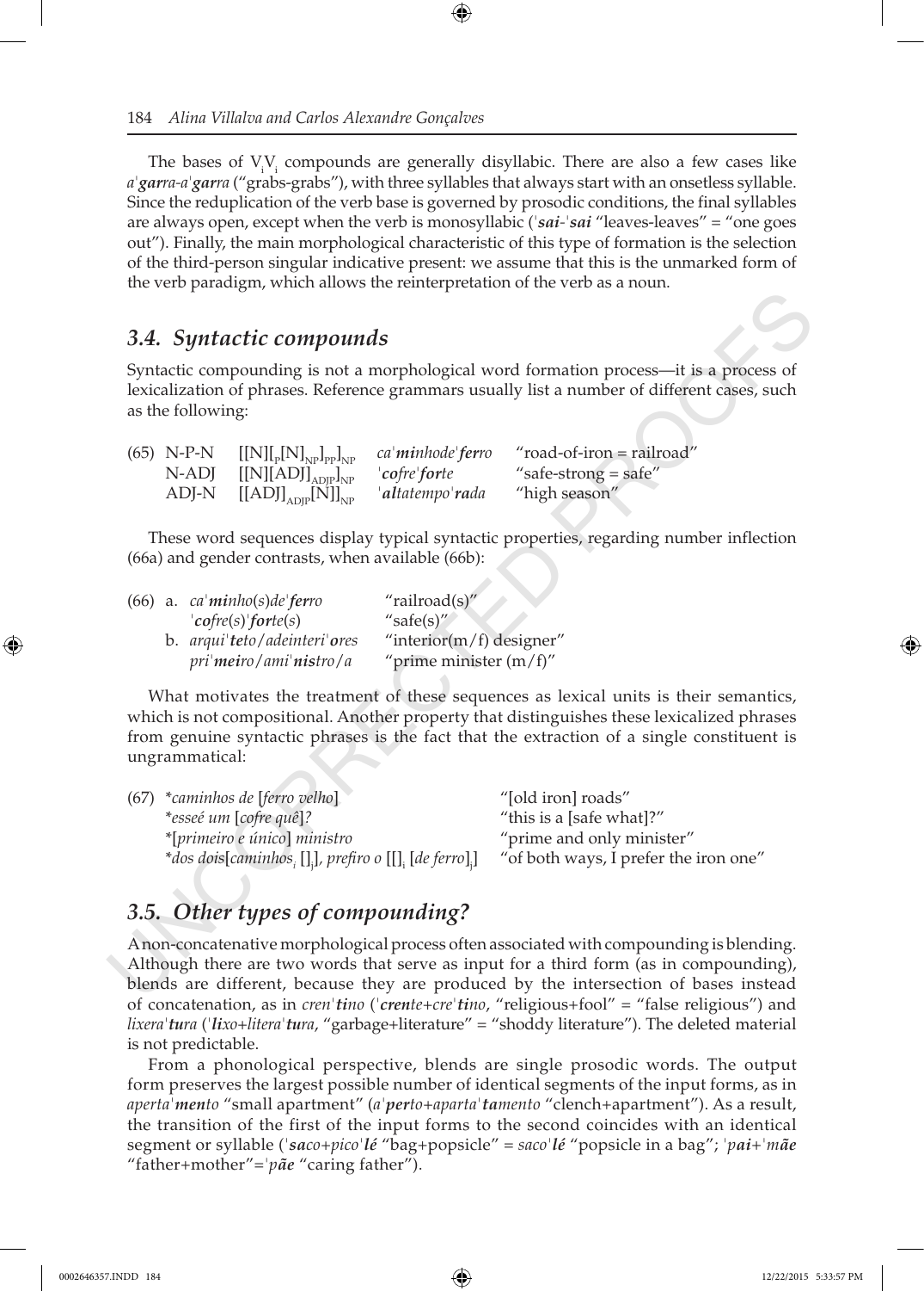The bases of $V_iV_i$ compounds are generally disyllabic. There are also a few cases like *a'**gar**ra-a'**gar**ra* ("grabs-grabs"), with three syllables that always start with an onsetless syllable. Since the reduplication of the verb base is governed by prosodic conditions, the final syllables are always open, except when the verb is monosyllabic (*'**sai**-'**sai*** "leaves-leaves" = "one goes out"). Finally, the main morphological characteristic of this type of formation is the selection of the third-person singular indicative present: we assume that this is the unmarked form of the verb paradigm, which allows the reinterpretation of the verb as a noun.

## 3.4. Syntactic compounds

Syntactic compounding is not a morphological word formation process—it is a process of lexicalization of phrases. Reference grammars usually list a number of different cases, such as the following:

(65)

| | | | |
|---|---|---|---|
| N-P-N | $[[N][_P[N]_{NP}]_{PP}]_{NP}$ | *ca'**mi**nhode'**fer**ro* | "road-of-iron = railroad" |
| N-ADJ | $[[N][ADJ]_{ADJP}]_{NP}$ | *'**co**fre'**for**te* | "safe-strong = safe" |
| ADJ-N | $[[ADJ]_{ADJP}[N]]_{NP}$ | *'**al**tatempo'**ra**da* | "high season" |

These word sequences display typical syntactic properties, regarding number inflection (66a) and gender contrasts, when available (66b):

(66) a. *ca'**mi**nho(s)de'**fer**ro* — "railroad(s)"
*'**co**fre(s)'**for**te(s)* — "safe(s)"
b. *arqui'**te**to/adeinteri'**o**res* — "interior(m/f) designer"
*pri'**mei**ro/ami'**nis**tro/a* — "prime minister (m/f)"

What motivates the treatment of these sequences as lexical units is their semantics, which is not compositional. Another property that distinguishes these lexicalized phrases from genuine syntactic phrases is the fact that the extraction of a single constituent is ungrammatical:

(67) *\*caminhos de [ferro velho]* — "[old iron] roads"
*\*esseé um [cofre quê]?* — "this is a [safe what]?"
*\*[primeiro e único] ministro* — "prime and only minister"
*\*dos dois[caminhos$_i$ []$_j$], prefiro o [[]$_i$ [de ferro]$_j$]* — "of both ways, I prefer the iron one"

## 3.5. Other types of compounding?

A non-concatenative morphological process often associated with compounding is blending. Although there are two words that serve as input for a third form (as in compounding), blends are different, because they are produced by the intersection of bases instead of concatenation, as in *cren'**ti**no* (*'**cren**te+cre'**ti**no*, "religious+fool" = "false religious") and *lixera'**tu**ra* (*'**li**xo+litera'**tu**ra*, "garbage+literature" = "shoddy literature"). The deleted material is not predictable.

From a phonological perspective, blends are single prosodic words. The output form preserves the largest possible number of identical segments of the input forms, as in *aperta'**men**to* "small apartment" (*a'**per**to+aparta'**ta**mento* "clench+apartment"). As a result, the transition of the first of the input forms to the second coincides with an identical segment or syllable (*'**sa**co+pico'**lé*** "bag+popsicle" = *saco'**lé*** "popsicle in a bag"; *'**pai**+'**mãe*** "father+mother"=*'**pãe*** "caring father").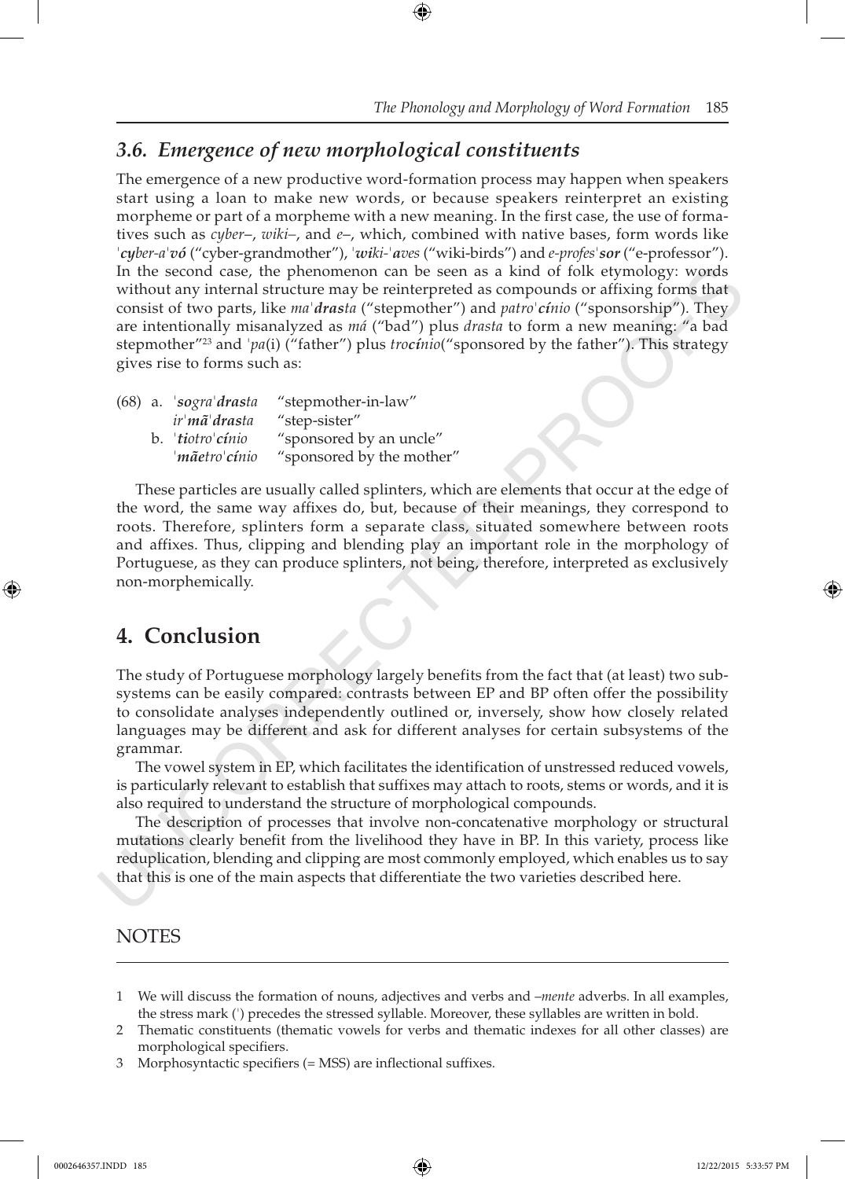### *3.6. Emergence of new morphological constituents*

The emergence of a new productive word-formation process may happen when speakers start using a loan to make new words, or because speakers reinterpret an existing morpheme or part of a morpheme with a new meaning. In the first case, the use of formatives such as *cyber–*, *wiki–*, and *e–*, which, combined with native bases, form words like *ˈ**cy**ber-aˈ**vó*** ("cyber-grandmother"), *ˈ**wi**ki-ˈ**a**ves* ("wiki-birds") and *e-profesˈ**sor*** ("e-professor"). In the second case, the phenomenon can be seen as a kind of folk etymology: words without any internal structure may be reinterpreted as compounds or affixing forms that consist of two parts, like *maˈ**dras**ta* ("stepmother") and *patroˈ**cí**nio* ("sponsorship"). They are intentionally misanalyzed as *má* ("bad") plus *drasta* to form a new meaning: "a bad stepmother"[23] and *ˈpa*(i) ("father") plus *tro**cí**nio*("sponsored by the father"). This strategy gives rise to forms such as:

(68) a. *ˈ**so**graˈ**dras**ta* "stepmother-in-law"
*irˈ**mã**ˈ**dras**ta* "step-sister"
b. *ˈ**ti**otroˈ**cí**nio* "sponsored by an uncle"
*ˈ**mãe**troˈ**cí**nio* "sponsored by the mother"

These particles are usually called splinters, which are elements that occur at the edge of the word, the same way affixes do, but, because of their meanings, they correspond to roots. Therefore, splinters form a separate class, situated somewhere between roots and affixes. Thus, clipping and blending play an important role in the morphology of Portuguese, as they can produce splinters, not being, therefore, interpreted as exclusively non-morphemically.

## 4. Conclusion

The study of Portuguese morphology largely benefits from the fact that (at least) two subsystems can be easily compared: contrasts between EP and BP often offer the possibility to consolidate analyses independently outlined or, inversely, show how closely related languages may be different and ask for different analyses for certain subsystems of the grammar.

The vowel system in EP, which facilitates the identification of unstressed reduced vowels, is particularly relevant to establish that suffixes may attach to roots, stems or words, and it is also required to understand the structure of morphological compounds.

The description of processes that involve non-concatenative morphology or structural mutations clearly benefit from the livelihood they have in BP. In this variety, process like reduplication, blending and clipping are most commonly employed, which enables us to say that this is one of the main aspects that differentiate the two varieties described here.

## NOTES

1 We will discuss the formation of nouns, adjectives and verbs and *–mente* adverbs. In all examples, the stress mark (ˈ) precedes the stressed syllable. Moreover, these syllables are written in bold.

2 Thematic constituents (thematic vowels for verbs and thematic indexes for all other classes) are morphological specifiers.

3 Morphosyntactic specifiers (= MSS) are inflectional suffixes.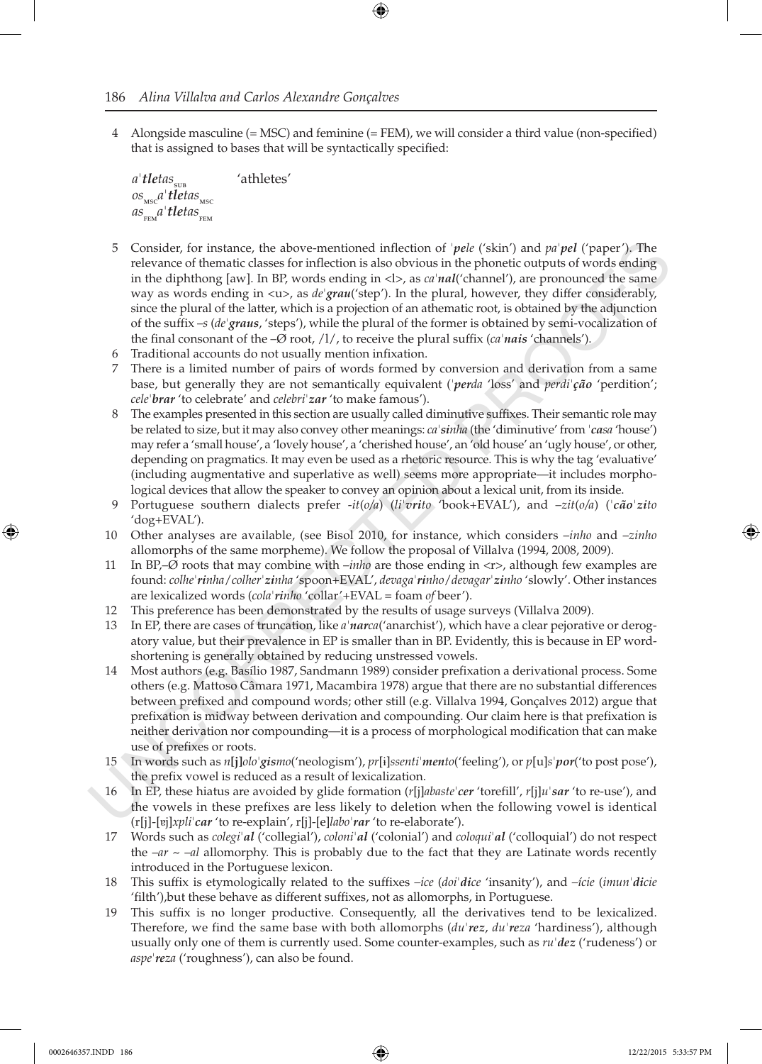4 Alongside masculine (= MSC) and feminine (= FEM), we will consider a third value (non-specified) that is assigned to bases that will be syntactically specified:

$a$ˈ***tle****tas*$_{\text{SUB}}$ 'athletes'
*os*$_{\text{MSC}}$*a*ˈ***tle****tas*$_{\text{MSC}}$
*as*$_{\text{FEM}}$*a*ˈ***tle****tas*$_{\text{FEM}}$

5 Consider, for instance, the above-mentioned inflection of ˈ***pe****le* ('skin') and *pa*ˈ***pel*** ('paper'). The relevance of thematic classes for inflection is also obvious in the phonetic outputs of words ending in the diphthong [aw]. In BP, words ending in <l>, as *ca*ˈ***nal***('channel'), are pronounced the same way as words ending in <u>, as *de*ˈ***grau***('step'). In the plural, however, they differ considerably, since the plural of the latter, which is a projection of an athematic root, is obtained by the adjunction of the suffix *–s* (*de*ˈ***graus***, 'steps'), while the plural of the former is obtained by semi-vocalization of the final consonant of the –Ø root, /l/, to receive the plural suffix (*ca*ˈ***nais*** 'channels').

6 Traditional accounts do not usually mention infixation.

7 There is a limited number of pairs of words formed by conversion and derivation from a same base, but generally they are not semantically equivalent (ˈ***per****da* 'loss' and *perdi*ˈ***ção*** 'perdition'; *cele*ˈ***brar*** 'to celebrate' and *celebri*ˈ***zar*** 'to make famous').

8 The examples presented in this section are usually called diminutive suffixes. Their semantic role may be related to size, but it may also convey other meanings: *ca*ˈ***si****nha* (the 'diminutive' from ˈ***ca****sa* 'house') may refer a 'small house', a 'lovely house', a 'cherished house', an 'old house' an 'ugly house', or other, depending on pragmatics. It may even be used as a rhetoric resource. This is why the tag 'evaluative' (including augmentative and superlative as well) seems more appropriate—it includes morphological devices that allow the speaker to convey an opinion about a lexical unit, from its inside.

9 Portuguese southern dialects prefer -*it*(*o/a*) (*li*ˈ***vri****to* 'book+EVAL'), and –*zit*(*o/a*) (ˈ***cão****ˈ***zi****to* 'dog+EVAL').

10 Other analyses are available, (see Bisol 2010, for instance, which considers –*inho* and –*zinho* allomorphs of the same morpheme). We follow the proposal of Villalva (1994, 2008, 2009).

11 In BP,–Ø roots that may combine with –*inho* are those ending in <r>, although few examples are found: *colhe*ˈ***ri****nha*/*colher*ˈ***zi****nha* 'spoon+EVAL', *devaga*ˈ***ri****nho*/*devagar*ˈ***zi****nho* 'slowly'. Other instances are lexicalized words (*cola*ˈ***ri****nho* 'collar'+EVAL = foam *of* beer').

12 This preference has been demonstrated by the results of usage surveys (Villalva 2009).

13 In EP, there are cases of truncation, like *a*ˈ***nar****ca*('anarchist'), which have a clear pejorative or derogatory value, but their prevalence in EP is smaller than in BP. Evidently, this is because in EP word-shortening is generally obtained by reducing unstressed vowels.

14 Most authors (e.g. Basílio 1987, Sandmann 1989) consider prefixation a derivational process. Some others (e.g. Mattoso Câmara 1971, Macambira 1978) argue that there are no substantial differences between prefixed and compound words; other still (e.g. Villalva 1994, Gonçalves 2012) argue that prefixation is midway between derivation and compounding. Our claim here is that prefixation is neither derivation nor compounding—it is a process of morphological modification that can make use of prefixes or roots.

15 In words such as *n*[j]*olo*ˈ***gis****mo*('neologism'), *pr*[i]*ssenti*ˈ***men****to*('feeling'), or *p*[u]*s*ˈ***por***('to post pose'), the prefix vowel is reduced as a result of lexicalization.

16 In EP, these hiatus are avoided by glide formation (*r*[j]*abaste*ˈ***cer*** 'torefill', *r*[j]*u*ˈ***sar*** 'to re-use'), and the vowels in these prefixes are less likely to deletion when the following vowel is identical (r[j]-[ɐj]*xpli*ˈ***car*** 'to re-explain', r[j]-[e]*labo*ˈ***rar*** 'to re-elaborate').

17 Words such as *colegi*ˈ***al*** ('collegial'), *coloni*ˈ***al*** ('colonial') and *coloqui*ˈ***al*** ('colloquial') do not respect the –*ar* ~ –*al* allomorphy. This is probably due to the fact that they are Latinate words recently introduced in the Portuguese lexicon.

18 This suffix is etymologically related to the suffixes –*ice* (*doi*ˈ***di****ce* 'insanity'), and –*ície* (*imun*ˈ***dí****cie* 'filth'),but these behave as different suffixes, not as allomorphs, in Portuguese.

19 This suffix is no longer productive. Consequently, all the derivatives tend to be lexicalized. Therefore, we find the same base with both allomorphs (*du*ˈ***rez***, *du*ˈ***re****za* 'hardiness'), although usually only one of them is currently used. Some counter-examples, such as *ru*ˈ***dez*** ('rudeness') or *aspe*ˈ***re****za* ('roughness'), can also be found.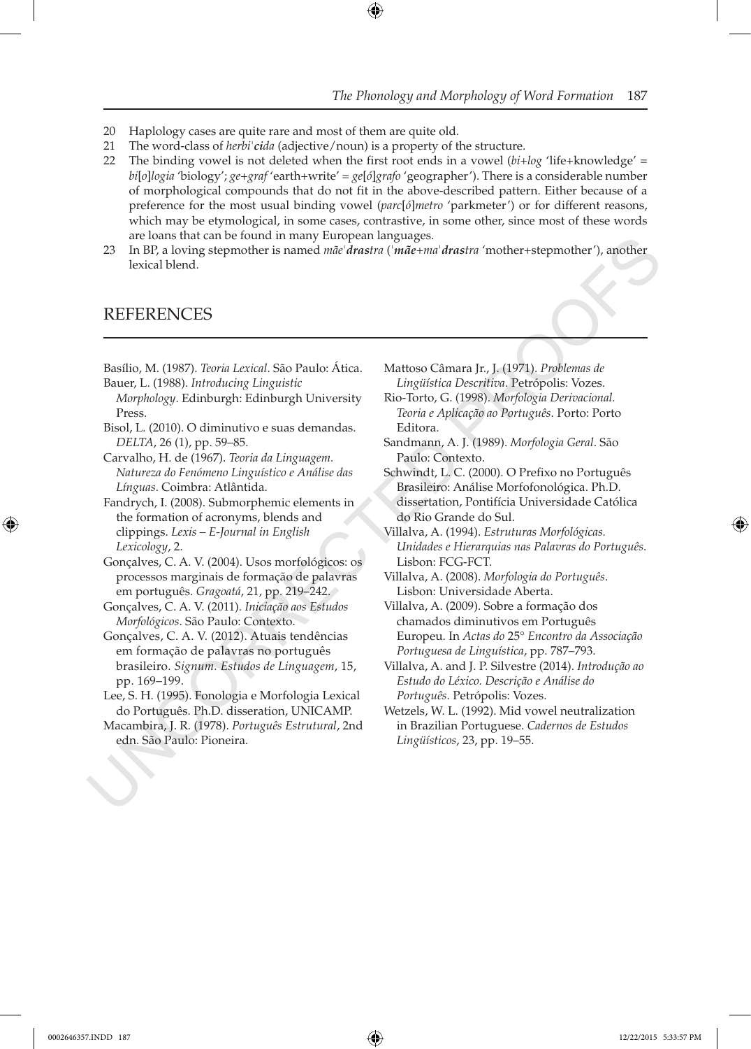20 Haplology cases are quite rare and most of them are quite old.

21 The word-class of *herbi'cida* (adjective/noun) is a property of the structure.

22 The binding vowel is not deleted when the first root ends in a vowel (*bi+log* 'life+knowledge' = *bi*[*o*]*logia* 'biology'; *ge+graf* 'earth+write' = *ge*[*ó*]*grafo* 'geographer'). There is a considerable number of morphological compounds that do not fit in the above-described pattern. Either because of a preference for the most usual binding vowel (*parc*[*ó*]*metro* 'parkmeter') or for different reasons, which may be etymological, in some cases, contrastive, in some other, since most of these words are loans that can be found in many European languages.

23 In BP, a loving stepmother is named *mãe'**dras**tra* ('***mãe***+*ma'**dras**tra* 'mother+stepmother'), another lexical blend.

## REFERENCES

Basílio, M. (1987). *Teoria Lexical*. São Paulo: Ática.

Bauer, L. (1988). *Introducing Linguistic Morphology*. Edinburgh: Edinburgh University Press.

Bisol, L. (2010). O diminutivo e suas demandas. *DELTA*, 26 (1), pp. 59–85.

Carvalho, H. de (1967). *Teoria da Linguagem. Natureza do Fenómeno Linguístico e Análise das Línguas*. Coimbra: Atlântida.

Fandrych, I. (2008). Submorphemic elements in the formation of acronyms, blends and clippings. *Lexis – E-Journal in English Lexicology*, 2.

Gonçalves, C. A. V. (2004). Usos morfológicos: os processos marginais de formação de palavras em português. *Gragoatá*, 21, pp. 219–242.

Gonçalves, C. A. V. (2011). *Iniciação aos Estudos Morfológicos*. São Paulo: Contexto.

Gonçalves, C. A. V. (2012). Atuais tendências em formação de palavras no português brasileiro. *Signum. Estudos de Linguagem*, 15, pp. 169–199.

Lee, S. H. (1995). Fonologia e Morfologia Lexical do Português. Ph.D. disseration, UNICAMP.

Macambira, J. R. (1978). *Português Estrutural*, 2nd edn. São Paulo: Pioneira.

Mattoso Câmara Jr., J. (1971). *Problemas de Lingüística Descritiva*. Petrópolis: Vozes.

Rio-Torto, G. (1998). *Morfologia Derivacional. Teoria e Aplicação ao Português*. Porto: Porto Editora.

Sandmann, A. J. (1989). *Morfologia Geral*. São Paulo: Contexto.

Schwindt, L. C. (2000). O Prefixo no Português Brasileiro: Análise Morfofonológica. Ph.D. dissertation, Pontifícia Universidade Católica do Rio Grande do Sul.

Villalva, A. (1994). *Estruturas Morfológicas. Unidades e Hierarquias nas Palavras do Português*. Lisbon: FCG-FCT.

Villalva, A. (2008). *Morfologia do Português*. Lisbon: Universidade Aberta.

Villalva, A. (2009). Sobre a formação dos chamados diminutivos em Português Europeu. In *Actas do 25° Encontro da Associação Portuguesa de Linguística*, pp. 787–793.

Villalva, A. and J. P. Silvestre (2014). *Introdução ao Estudo do Léxico. Descrição e Análise do Português*. Petrópolis: Vozes.

Wetzels, W. L. (1992). Mid vowel neutralization in Brazilian Portuguese. *Cadernos de Estudos Lingüísticos*, 23, pp. 19–55.